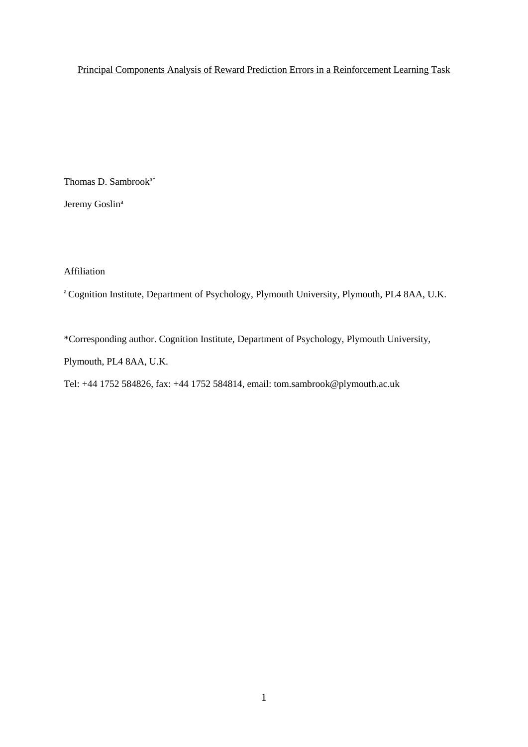Principal Components Analysis of Reward Prediction Errors in a Reinforcement Learning Task

Thomas D. Sambrook[a*]

Jeremy Goslin[a]

Affiliation

[a] Cognition Institute, Department of Psychology, Plymouth University, Plymouth, PL4 8AA, U.K.

*Corresponding author. Cognition Institute, Department of Psychology, Plymouth University, Plymouth, PL4 8AA, U.K.

Tel: +44 1752 584826, fax: +44 1752 584814, email: tom.sambrook@plymouth.ac.uk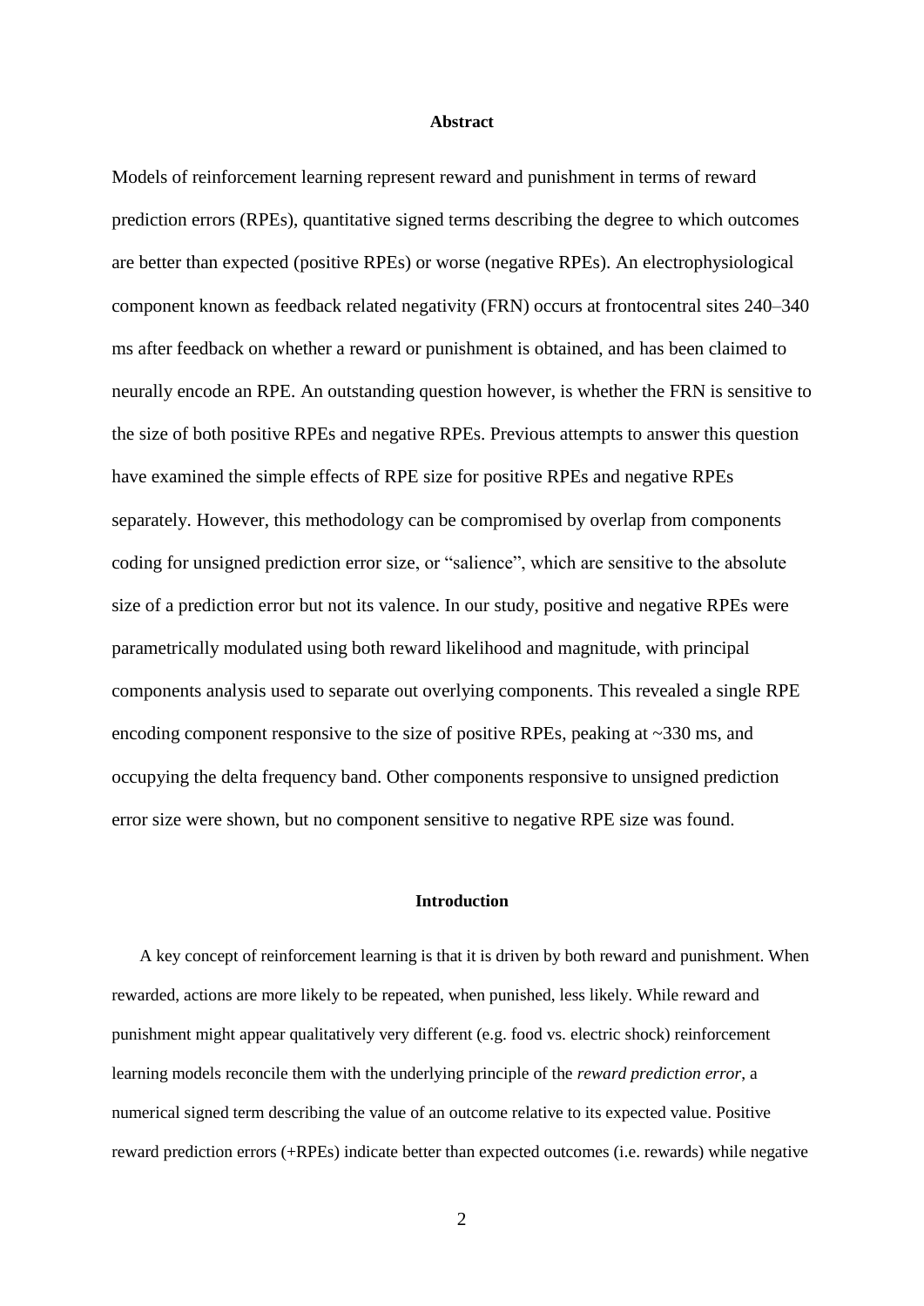## Abstract

Models of reinforcement learning represent reward and punishment in terms of reward prediction errors (RPEs), quantitative signed terms describing the degree to which outcomes are better than expected (positive RPEs) or worse (negative RPEs). An electrophysiological component known as feedback related negativity (FRN) occurs at frontocentral sites 240–340 ms after feedback on whether a reward or punishment is obtained, and has been claimed to neurally encode an RPE. An outstanding question however, is whether the FRN is sensitive to the size of both positive RPEs and negative RPEs. Previous attempts to answer this question have examined the simple effects of RPE size for positive RPEs and negative RPEs separately. However, this methodology can be compromised by overlap from components coding for unsigned prediction error size, or "salience", which are sensitive to the absolute size of a prediction error but not its valence. In our study, positive and negative RPEs were parametrically modulated using both reward likelihood and magnitude, with principal components analysis used to separate out overlying components. This revealed a single RPE encoding component responsive to the size of positive RPEs, peaking at ~330 ms, and occupying the delta frequency band. Other components responsive to unsigned prediction error size were shown, but no component sensitive to negative RPE size was found.

## Introduction

A key concept of reinforcement learning is that it is driven by both reward and punishment. When rewarded, actions are more likely to be repeated, when punished, less likely. While reward and punishment might appear qualitatively very different (e.g. food vs. electric shock) reinforcement learning models reconcile them with the underlying principle of the *reward prediction error*, a numerical signed term describing the value of an outcome relative to its expected value. Positive reward prediction errors (+RPEs) indicate better than expected outcomes (i.e. rewards) while negative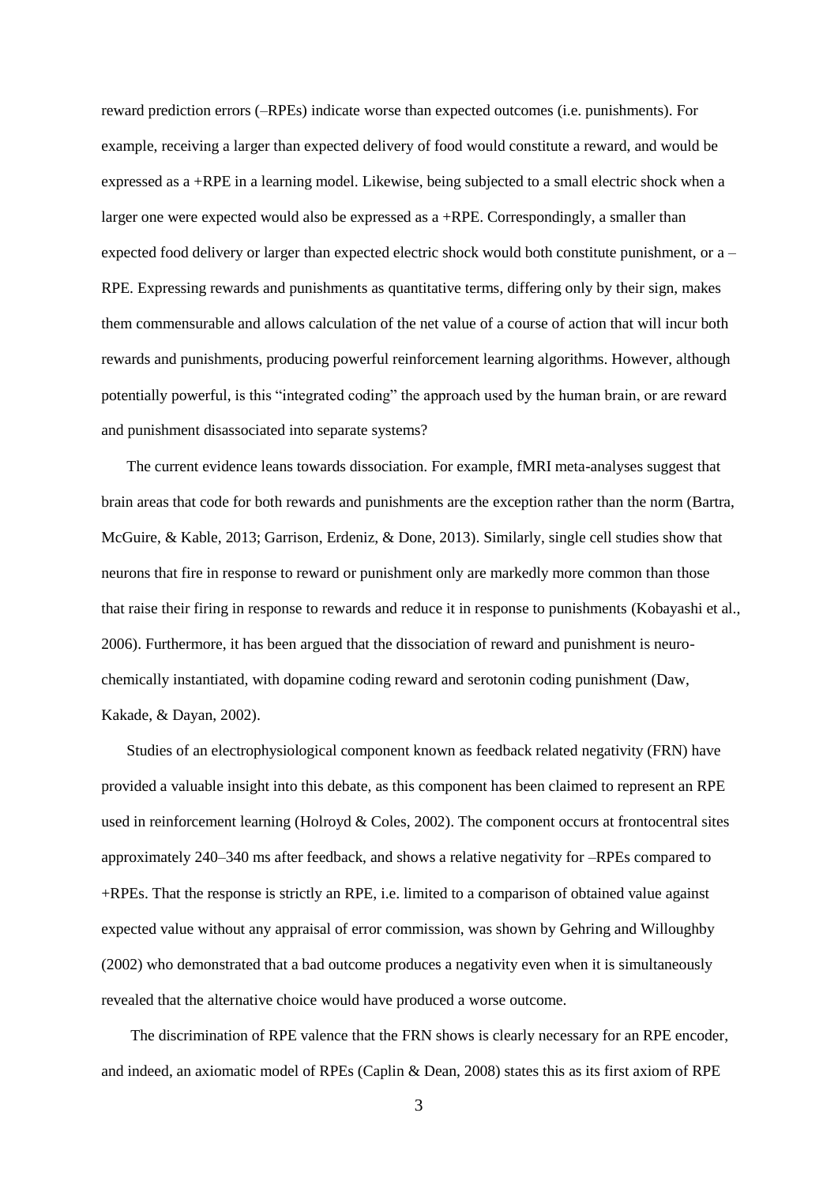reward prediction errors (–RPEs) indicate worse than expected outcomes (i.e. punishments). For example, receiving a larger than expected delivery of food would constitute a reward, and would be expressed as a +RPE in a learning model. Likewise, being subjected to a small electric shock when a larger one were expected would also be expressed as a +RPE. Correspondingly, a smaller than expected food delivery or larger than expected electric shock would both constitute punishment, or a –RPE. Expressing rewards and punishments as quantitative terms, differing only by their sign, makes them commensurable and allows calculation of the net value of a course of action that will incur both rewards and punishments, producing powerful reinforcement learning algorithms. However, although potentially powerful, is this "integrated coding" the approach used by the human brain, or are reward and punishment disassociated into separate systems?

The current evidence leans towards dissociation. For example, fMRI meta-analyses suggest that brain areas that code for both rewards and punishments are the exception rather than the norm (Bartra, McGuire, & Kable, 2013; Garrison, Erdeniz, & Done, 2013). Similarly, single cell studies show that neurons that fire in response to reward or punishment only are markedly more common than those that raise their firing in response to rewards and reduce it in response to punishments (Kobayashi et al., 2006). Furthermore, it has been argued that the dissociation of reward and punishment is neuro-chemically instantiated, with dopamine coding reward and serotonin coding punishment (Daw, Kakade, & Dayan, 2002).

Studies of an electrophysiological component known as feedback related negativity (FRN) have provided a valuable insight into this debate, as this component has been claimed to represent an RPE used in reinforcement learning (Holroyd & Coles, 2002). The component occurs at frontocentral sites approximately 240–340 ms after feedback, and shows a relative negativity for –RPEs compared to +RPEs. That the response is strictly an RPE, i.e. limited to a comparison of obtained value against expected value without any appraisal of error commission, was shown by Gehring and Willoughby (2002) who demonstrated that a bad outcome produces a negativity even when it is simultaneously revealed that the alternative choice would have produced a worse outcome.

The discrimination of RPE valence that the FRN shows is clearly necessary for an RPE encoder, and indeed, an axiomatic model of RPEs (Caplin & Dean, 2008) states this as its first axiom of RPE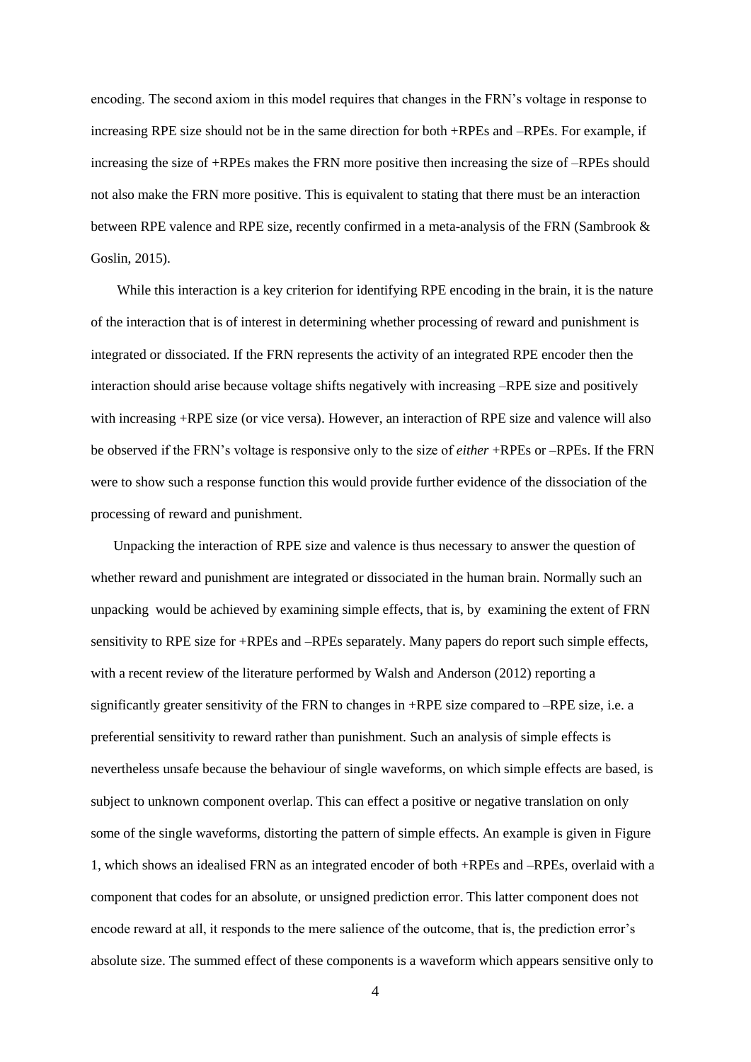encoding. The second axiom in this model requires that changes in the FRN's voltage in response to increasing RPE size should not be in the same direction for both +RPEs and –RPEs. For example, if increasing the size of +RPEs makes the FRN more positive then increasing the size of –RPEs should not also make the FRN more positive. This is equivalent to stating that there must be an interaction between RPE valence and RPE size, recently confirmed in a meta-analysis of the FRN (Sambrook & Goslin, 2015).

While this interaction is a key criterion for identifying RPE encoding in the brain, it is the nature of the interaction that is of interest in determining whether processing of reward and punishment is integrated or dissociated. If the FRN represents the activity of an integrated RPE encoder then the interaction should arise because voltage shifts negatively with increasing –RPE size and positively with increasing +RPE size (or vice versa). However, an interaction of RPE size and valence will also be observed if the FRN's voltage is responsive only to the size of *either* +RPEs or –RPEs. If the FRN were to show such a response function this would provide further evidence of the dissociation of the processing of reward and punishment.

Unpacking the interaction of RPE size and valence is thus necessary to answer the question of whether reward and punishment are integrated or dissociated in the human brain. Normally such an unpacking would be achieved by examining simple effects, that is, by examining the extent of FRN sensitivity to RPE size for +RPEs and –RPEs separately. Many papers do report such simple effects, with a recent review of the literature performed by Walsh and Anderson (2012) reporting a significantly greater sensitivity of the FRN to changes in +RPE size compared to –RPE size, i.e. a preferential sensitivity to reward rather than punishment. Such an analysis of simple effects is nevertheless unsafe because the behaviour of single waveforms, on which simple effects are based, is subject to unknown component overlap. This can effect a positive or negative translation on only some of the single waveforms, distorting the pattern of simple effects. An example is given in Figure 1, which shows an idealised FRN as an integrated encoder of both +RPEs and –RPEs, overlaid with a component that codes for an absolute, or unsigned prediction error. This latter component does not encode reward at all, it responds to the mere salience of the outcome, that is, the prediction error's absolute size. The summed effect of these components is a waveform which appears sensitive only to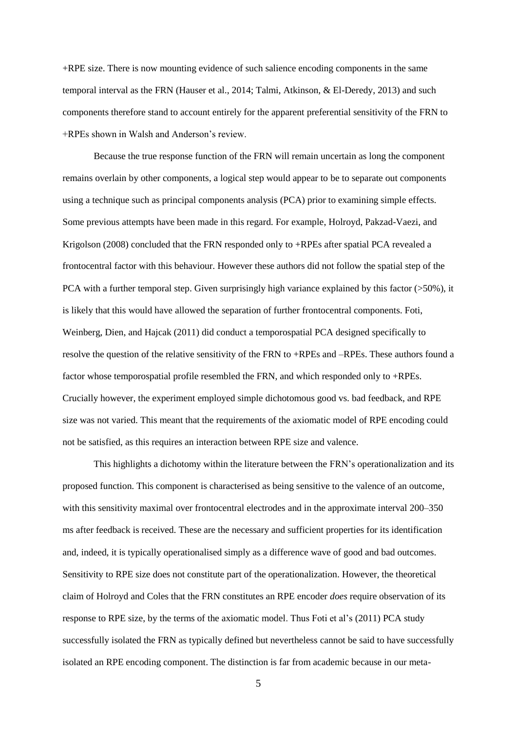+RPE size. There is now mounting evidence of such salience encoding components in the same temporal interval as the FRN (Hauser et al., 2014; Talmi, Atkinson, & El-Deredy, 2013) and such components therefore stand to account entirely for the apparent preferential sensitivity of the FRN to +RPEs shown in Walsh and Anderson's review.

Because the true response function of the FRN will remain uncertain as long the component remains overlain by other components, a logical step would appear to be to separate out components using a technique such as principal components analysis (PCA) prior to examining simple effects. Some previous attempts have been made in this regard. For example, Holroyd, Pakzad-Vaezi, and Krigolson (2008) concluded that the FRN responded only to +RPEs after spatial PCA revealed a frontocentral factor with this behaviour. However these authors did not follow the spatial step of the PCA with a further temporal step. Given surprisingly high variance explained by this factor (>50%), it is likely that this would have allowed the separation of further frontocentral components. Foti, Weinberg, Dien, and Hajcak (2011) did conduct a temporospatial PCA designed specifically to resolve the question of the relative sensitivity of the FRN to +RPEs and –RPEs. These authors found a factor whose temporospatial profile resembled the FRN, and which responded only to +RPEs. Crucially however, the experiment employed simple dichotomous good vs. bad feedback, and RPE size was not varied. This meant that the requirements of the axiomatic model of RPE encoding could not be satisfied, as this requires an interaction between RPE size and valence.

This highlights a dichotomy within the literature between the FRN's operationalization and its proposed function. This component is characterised as being sensitive to the valence of an outcome, with this sensitivity maximal over frontocentral electrodes and in the approximate interval 200–350 ms after feedback is received. These are the necessary and sufficient properties for its identification and, indeed, it is typically operationalised simply as a difference wave of good and bad outcomes. Sensitivity to RPE size does not constitute part of the operationalization. However, the theoretical claim of Holroyd and Coles that the FRN constitutes an RPE encoder *does* require observation of its response to RPE size, by the terms of the axiomatic model. Thus Foti et al's (2011) PCA study successfully isolated the FRN as typically defined but nevertheless cannot be said to have successfully isolated an RPE encoding component. The distinction is far from academic because in our meta-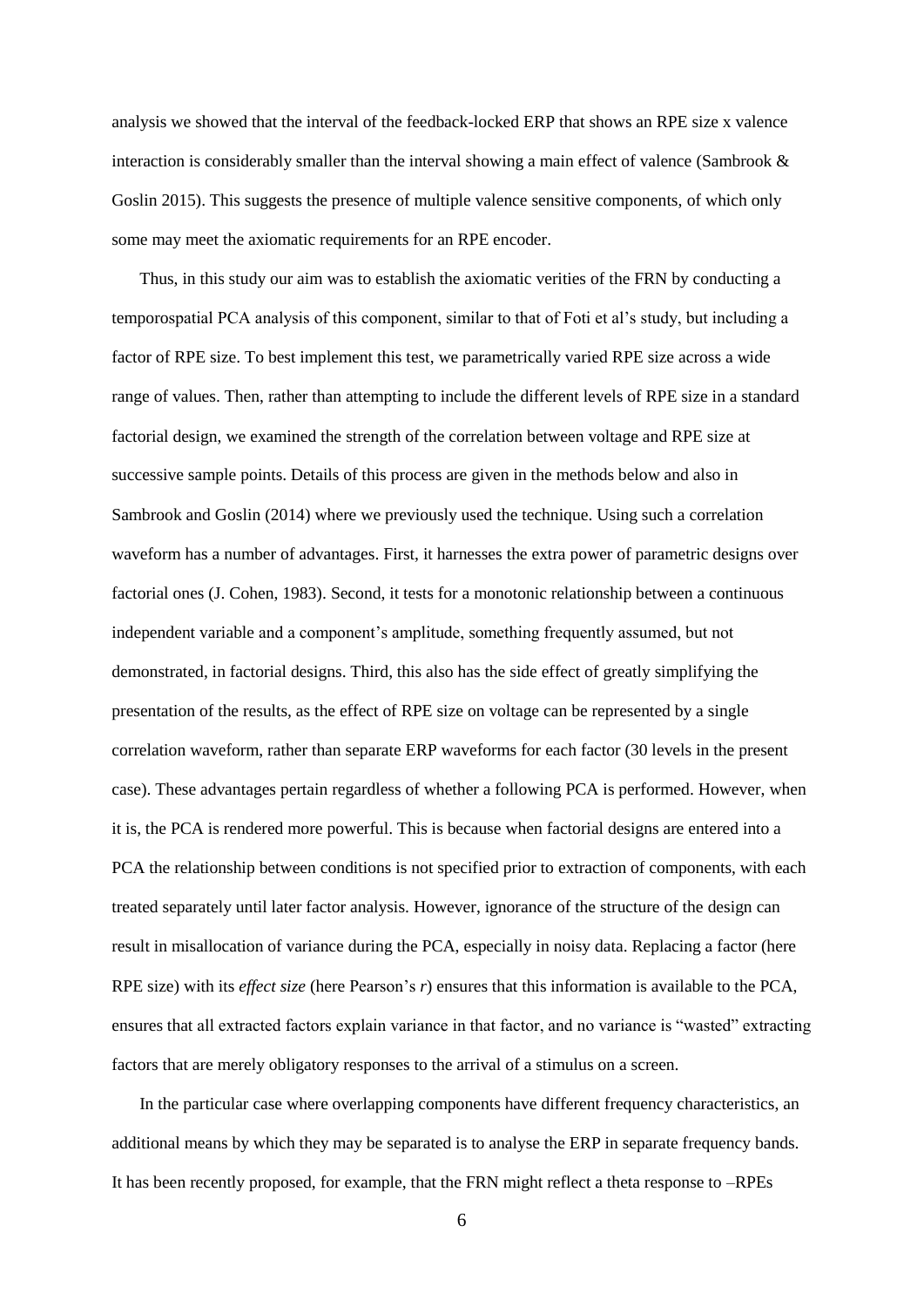analysis we showed that the interval of the feedback-locked ERP that shows an RPE size x valence interaction is considerably smaller than the interval showing a main effect of valence (Sambrook & Goslin 2015). This suggests the presence of multiple valence sensitive components, of which only some may meet the axiomatic requirements for an RPE encoder.

Thus, in this study our aim was to establish the axiomatic verities of the FRN by conducting a temporospatial PCA analysis of this component, similar to that of Foti et al's study, but including a factor of RPE size. To best implement this test, we parametrically varied RPE size across a wide range of values. Then, rather than attempting to include the different levels of RPE size in a standard factorial design, we examined the strength of the correlation between voltage and RPE size at successive sample points. Details of this process are given in the methods below and also in Sambrook and Goslin (2014) where we previously used the technique. Using such a correlation waveform has a number of advantages. First, it harnesses the extra power of parametric designs over factorial ones (J. Cohen, 1983). Second, it tests for a monotonic relationship between a continuous independent variable and a component's amplitude, something frequently assumed, but not demonstrated, in factorial designs. Third, this also has the side effect of greatly simplifying the presentation of the results, as the effect of RPE size on voltage can be represented by a single correlation waveform, rather than separate ERP waveforms for each factor (30 levels in the present case). These advantages pertain regardless of whether a following PCA is performed. However, when it is, the PCA is rendered more powerful. This is because when factorial designs are entered into a PCA the relationship between conditions is not specified prior to extraction of components, with each treated separately until later factor analysis. However, ignorance of the structure of the design can result in misallocation of variance during the PCA, especially in noisy data. Replacing a factor (here RPE size) with its *effect size* (here Pearson's *r*) ensures that this information is available to the PCA, ensures that all extracted factors explain variance in that factor, and no variance is "wasted" extracting factors that are merely obligatory responses to the arrival of a stimulus on a screen.

In the particular case where overlapping components have different frequency characteristics, an additional means by which they may be separated is to analyse the ERP in separate frequency bands. It has been recently proposed, for example, that the FRN might reflect a theta response to –RPEs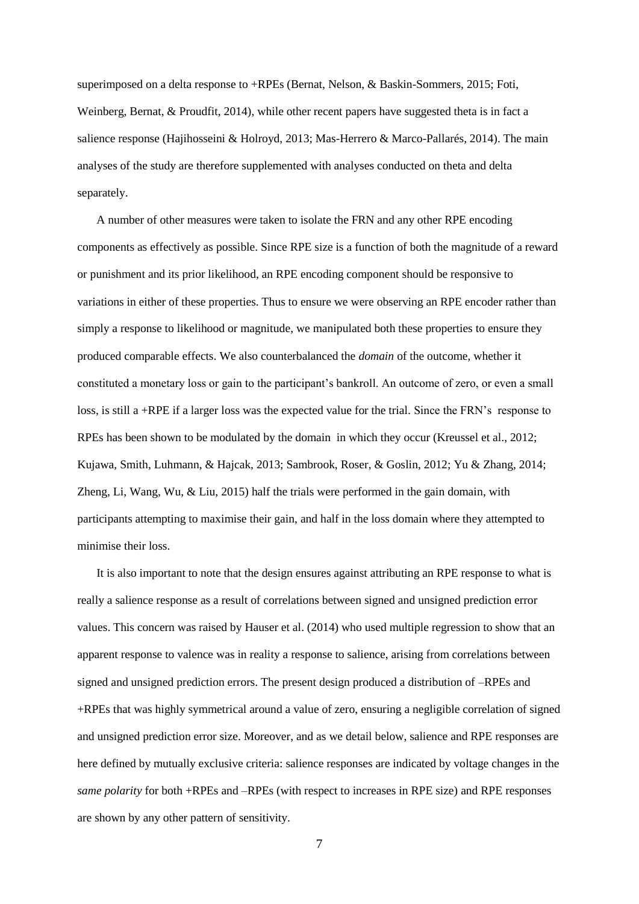superimposed on a delta response to +RPEs (Bernat, Nelson, & Baskin-Sommers, 2015; Foti, Weinberg, Bernat, & Proudfit, 2014), while other recent papers have suggested theta is in fact a salience response (Hajihosseini & Holroyd, 2013; Mas-Herrero & Marco-Pallarés, 2014). The main analyses of the study are therefore supplemented with analyses conducted on theta and delta separately.

A number of other measures were taken to isolate the FRN and any other RPE encoding components as effectively as possible. Since RPE size is a function of both the magnitude of a reward or punishment and its prior likelihood, an RPE encoding component should be responsive to variations in either of these properties. Thus to ensure we were observing an RPE encoder rather than simply a response to likelihood or magnitude, we manipulated both these properties to ensure they produced comparable effects. We also counterbalanced the *domain* of the outcome, whether it constituted a monetary loss or gain to the participant's bankroll. An outcome of zero, or even a small loss, is still a +RPE if a larger loss was the expected value for the trial. Since the FRN's response to RPEs has been shown to be modulated by the domain in which they occur (Kreussel et al., 2012; Kujawa, Smith, Luhmann, & Hajcak, 2013; Sambrook, Roser, & Goslin, 2012; Yu & Zhang, 2014; Zheng, Li, Wang, Wu, & Liu, 2015) half the trials were performed in the gain domain, with participants attempting to maximise their gain, and half in the loss domain where they attempted to minimise their loss.

It is also important to note that the design ensures against attributing an RPE response to what is really a salience response as a result of correlations between signed and unsigned prediction error values. This concern was raised by Hauser et al. (2014) who used multiple regression to show that an apparent response to valence was in reality a response to salience, arising from correlations between signed and unsigned prediction errors. The present design produced a distribution of –RPEs and +RPEs that was highly symmetrical around a value of zero, ensuring a negligible correlation of signed and unsigned prediction error size. Moreover, and as we detail below, salience and RPE responses are here defined by mutually exclusive criteria: salience responses are indicated by voltage changes in the *same polarity* for both +RPEs and –RPEs (with respect to increases in RPE size) and RPE responses are shown by any other pattern of sensitivity.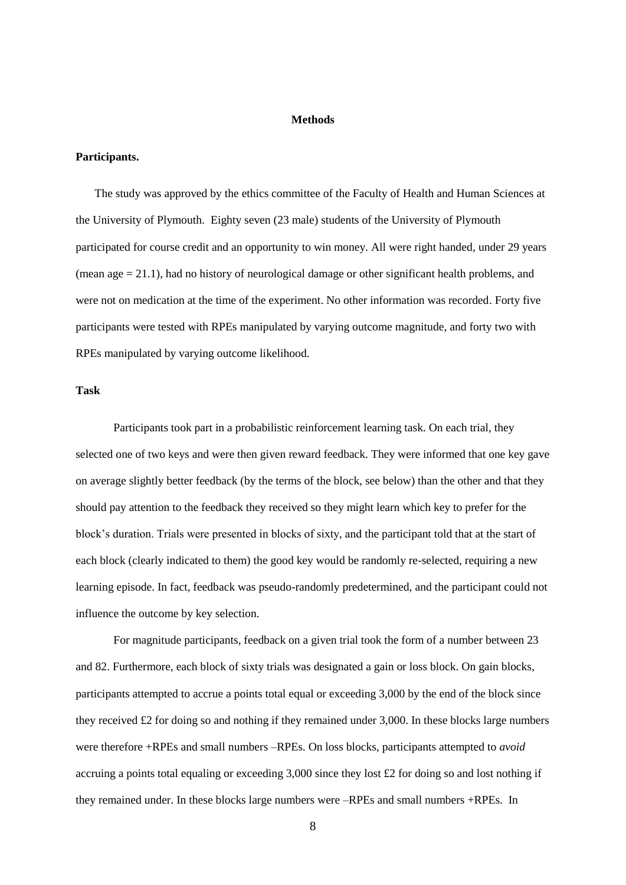## Methods

### Participants.

The study was approved by the ethics committee of the Faculty of Health and Human Sciences at the University of Plymouth. Eighty seven (23 male) students of the University of Plymouth participated for course credit and an opportunity to win money. All were right handed, under 29 years (mean age = 21.1), had no history of neurological damage or other significant health problems, and were not on medication at the time of the experiment. No other information was recorded. Forty five participants were tested with RPEs manipulated by varying outcome magnitude, and forty two with RPEs manipulated by varying outcome likelihood.

### Task

Participants took part in a probabilistic reinforcement learning task. On each trial, they selected one of two keys and were then given reward feedback. They were informed that one key gave on average slightly better feedback (by the terms of the block, see below) than the other and that they should pay attention to the feedback they received so they might learn which key to prefer for the block's duration. Trials were presented in blocks of sixty, and the participant told that at the start of each block (clearly indicated to them) the good key would be randomly re-selected, requiring a new learning episode. In fact, feedback was pseudo-randomly predetermined, and the participant could not influence the outcome by key selection.

For magnitude participants, feedback on a given trial took the form of a number between 23 and 82. Furthermore, each block of sixty trials was designated a gain or loss block. On gain blocks, participants attempted to accrue a points total equal or exceeding 3,000 by the end of the block since they received £2 for doing so and nothing if they remained under 3,000. In these blocks large numbers were therefore +RPEs and small numbers –RPEs. On loss blocks, participants attempted to *avoid* accruing a points total equaling or exceeding 3,000 since they lost £2 for doing so and lost nothing if they remained under. In these blocks large numbers were –RPEs and small numbers +RPEs. In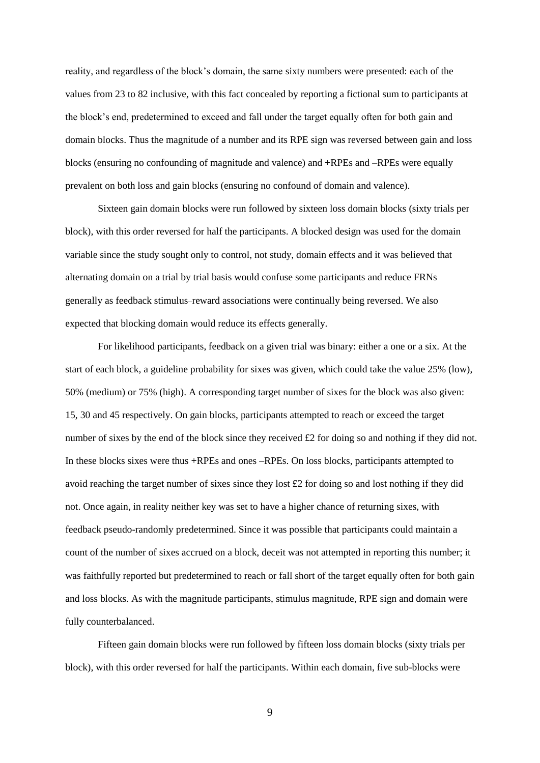reality, and regardless of the block's domain, the same sixty numbers were presented: each of the values from 23 to 82 inclusive, with this fact concealed by reporting a fictional sum to participants at the block's end, predetermined to exceed and fall under the target equally often for both gain and domain blocks. Thus the magnitude of a number and its RPE sign was reversed between gain and loss blocks (ensuring no confounding of magnitude and valence) and +RPEs and –RPEs were equally prevalent on both loss and gain blocks (ensuring no confound of domain and valence).

Sixteen gain domain blocks were run followed by sixteen loss domain blocks (sixty trials per block), with this order reversed for half the participants. A blocked design was used for the domain variable since the study sought only to control, not study, domain effects and it was believed that alternating domain on a trial by trial basis would confuse some participants and reduce FRNs generally as feedback stimulus–reward associations were continually being reversed. We also expected that blocking domain would reduce its effects generally.

For likelihood participants, feedback on a given trial was binary: either a one or a six. At the start of each block, a guideline probability for sixes was given, which could take the value 25% (low), 50% (medium) or 75% (high). A corresponding target number of sixes for the block was also given: 15, 30 and 45 respectively. On gain blocks, participants attempted to reach or exceed the target number of sixes by the end of the block since they received £2 for doing so and nothing if they did not. In these blocks sixes were thus +RPEs and ones –RPEs. On loss blocks, participants attempted to avoid reaching the target number of sixes since they lost £2 for doing so and lost nothing if they did not. Once again, in reality neither key was set to have a higher chance of returning sixes, with feedback pseudo-randomly predetermined. Since it was possible that participants could maintain a count of the number of sixes accrued on a block, deceit was not attempted in reporting this number; it was faithfully reported but predetermined to reach or fall short of the target equally often for both gain and loss blocks. As with the magnitude participants, stimulus magnitude, RPE sign and domain were fully counterbalanced.

Fifteen gain domain blocks were run followed by fifteen loss domain blocks (sixty trials per block), with this order reversed for half the participants. Within each domain, five sub-blocks were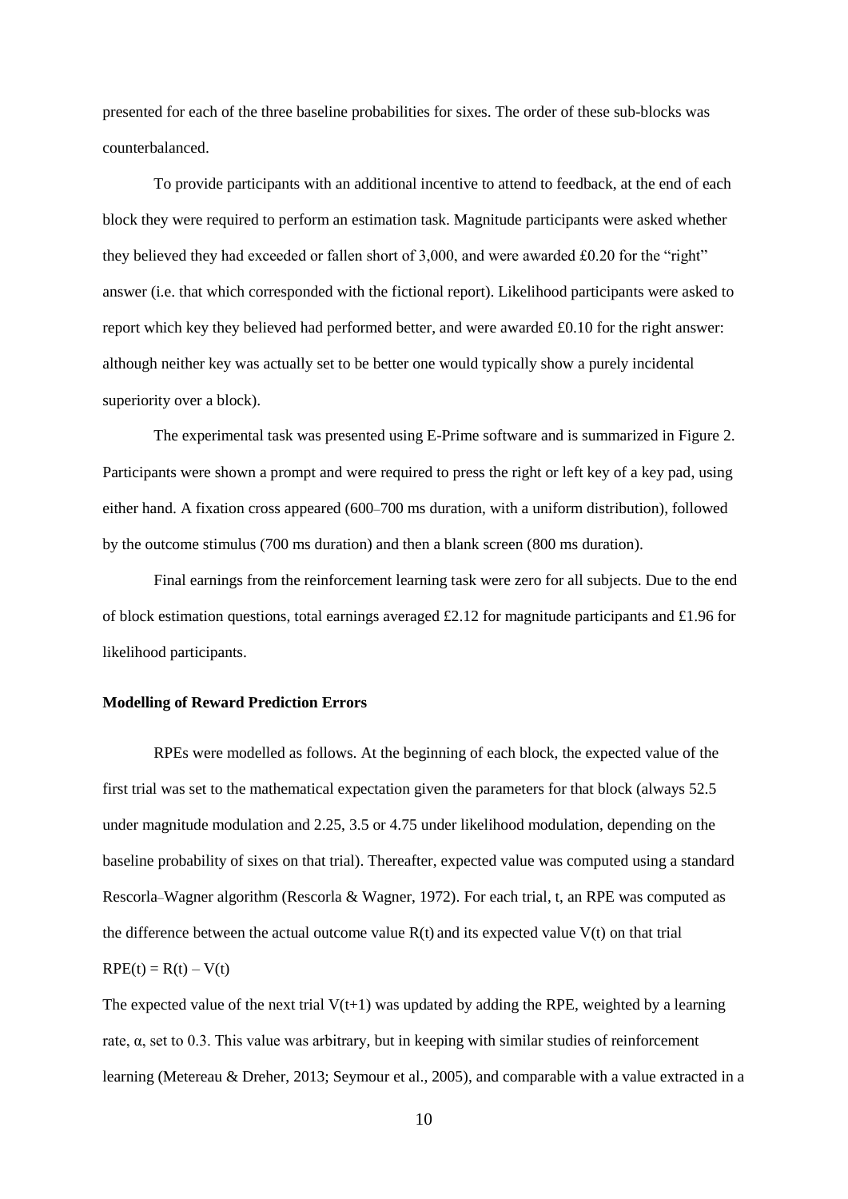presented for each of the three baseline probabilities for sixes. The order of these sub-blocks was counterbalanced.

To provide participants with an additional incentive to attend to feedback, at the end of each block they were required to perform an estimation task. Magnitude participants were asked whether they believed they had exceeded or fallen short of 3,000, and were awarded £0.20 for the "right" answer (i.e. that which corresponded with the fictional report). Likelihood participants were asked to report which key they believed had performed better, and were awarded £0.10 for the right answer: although neither key was actually set to be better one would typically show a purely incidental superiority over a block).

The experimental task was presented using E-Prime software and is summarized in Figure 2. Participants were shown a prompt and were required to press the right or left key of a key pad, using either hand. A fixation cross appeared (600–700 ms duration, with a uniform distribution), followed by the outcome stimulus (700 ms duration) and then a blank screen (800 ms duration).

Final earnings from the reinforcement learning task were zero for all subjects. Due to the end of block estimation questions, total earnings averaged £2.12 for magnitude participants and £1.96 for likelihood participants.

**Modelling of Reward Prediction Errors**

RPEs were modelled as follows. At the beginning of each block, the expected value of the first trial was set to the mathematical expectation given the parameters for that block (always 52.5 under magnitude modulation and 2.25, 3.5 or 4.75 under likelihood modulation, depending on the baseline probability of sixes on that trial). Thereafter, expected value was computed using a standard Rescorla–Wagner algorithm (Rescorla & Wagner, 1972). For each trial, t, an RPE was computed as the difference between the actual outcome value $R(t)$ and its expected value $V(t)$ on that trial

$$RPE(t) = R(t) - V(t)$$

The expected value of the next trial $V(t+1)$ was updated by adding the RPE, weighted by a learning rate, $\alpha$, set to 0.3. This value was arbitrary, but in keeping with similar studies of reinforcement learning (Metereau & Dreher, 2013; Seymour et al., 2005), and comparable with a value extracted in a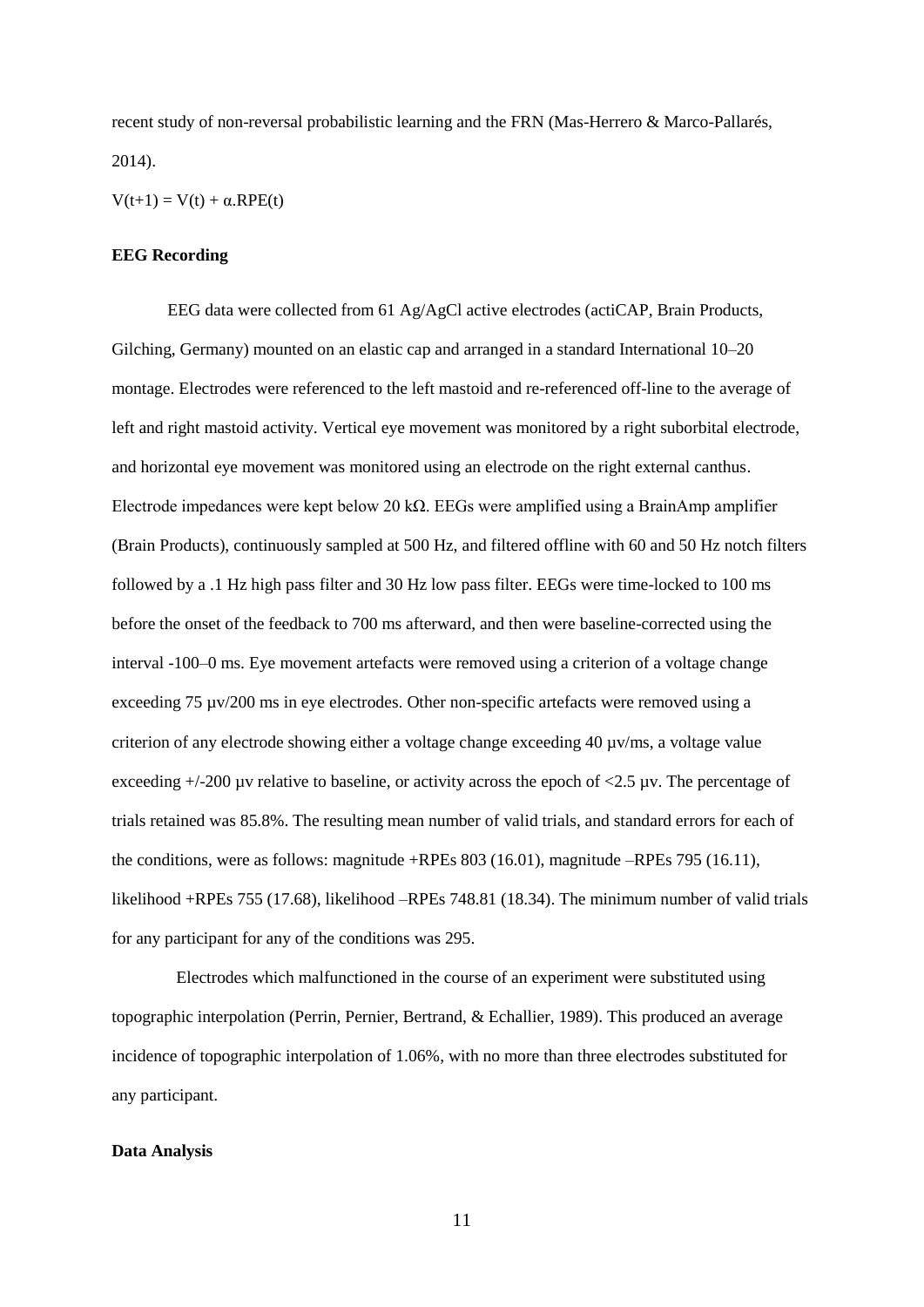recent study of non-reversal probabilistic learning and the FRN (Mas-Herrero & Marco-Pallarés, 2014).

$$V(t+1) = V(t) + \alpha.RPE(t)$$

### EEG Recording

EEG data were collected from 61 Ag/AgCl active electrodes (actiCAP, Brain Products, Gilching, Germany) mounted on an elastic cap and arranged in a standard International 10–20 montage. Electrodes were referenced to the left mastoid and re-referenced off-line to the average of left and right mastoid activity. Vertical eye movement was monitored by a right suborbital electrode, and horizontal eye movement was monitored using an electrode on the right external canthus. Electrode impedances were kept below 20 kΩ. EEGs were amplified using a BrainAmp amplifier (Brain Products), continuously sampled at 500 Hz, and filtered offline with 60 and 50 Hz notch filters followed by a .1 Hz high pass filter and 30 Hz low pass filter. EEGs were time-locked to 100 ms before the onset of the feedback to 700 ms afterward, and then were baseline-corrected using the interval -100–0 ms. Eye movement artefacts were removed using a criterion of a voltage change exceeding 75 µv/200 ms in eye electrodes. Other non-specific artefacts were removed using a criterion of any electrode showing either a voltage change exceeding 40 µv/ms, a voltage value exceeding +/-200 µv relative to baseline, or activity across the epoch of <2.5 µv. The percentage of trials retained was 85.8%. The resulting mean number of valid trials, and standard errors for each of the conditions, were as follows: magnitude +RPEs 803 (16.01), magnitude –RPEs 795 (16.11), likelihood +RPEs 755 (17.68), likelihood –RPEs 748.81 (18.34). The minimum number of valid trials for any participant for any of the conditions was 295.

Electrodes which malfunctioned in the course of an experiment were substituted using topographic interpolation (Perrin, Pernier, Bertrand, & Echallier, 1989). This produced an average incidence of topographic interpolation of 1.06%, with no more than three electrodes substituted for any participant.

### Data Analysis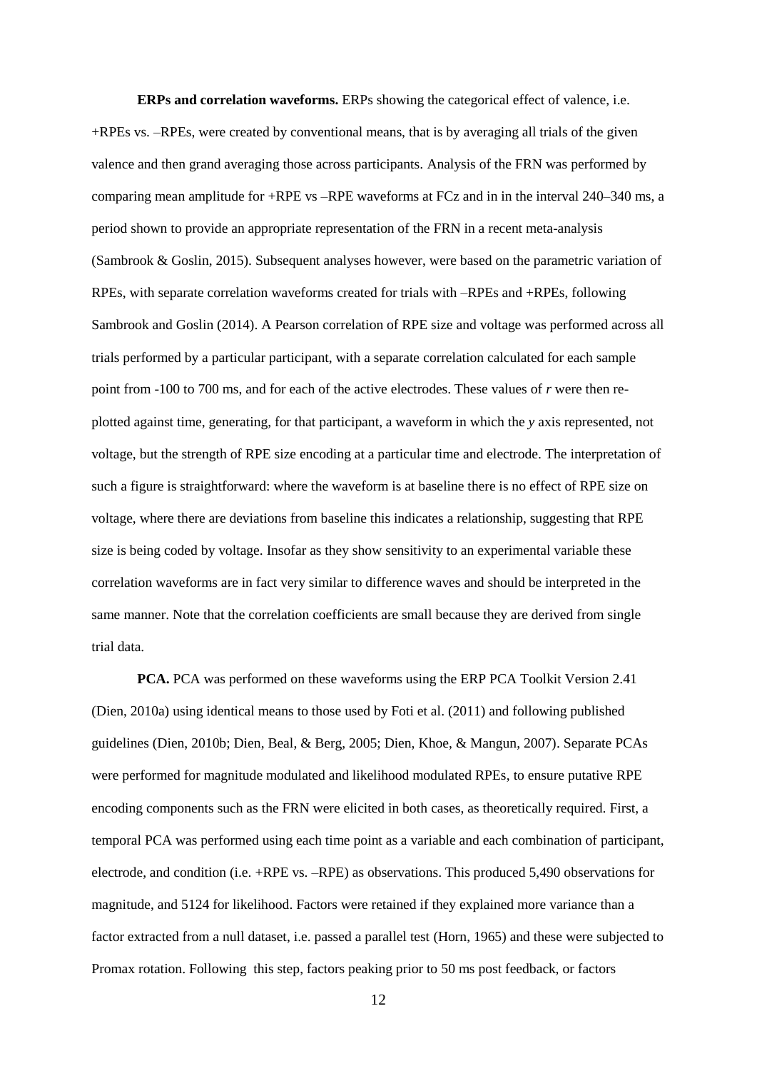**ERPs and correlation waveforms.** ERPs showing the categorical effect of valence, i.e. +RPEs vs. –RPEs, were created by conventional means, that is by averaging all trials of the given valence and then grand averaging those across participants. Analysis of the FRN was performed by comparing mean amplitude for +RPE vs –RPE waveforms at FCz and in in the interval 240–340 ms, a period shown to provide an appropriate representation of the FRN in a recent meta-analysis (Sambrook & Goslin, 2015). Subsequent analyses however, were based on the parametric variation of RPEs, with separate correlation waveforms created for trials with –RPEs and +RPEs, following Sambrook and Goslin (2014). A Pearson correlation of RPE size and voltage was performed across all trials performed by a particular participant, with a separate correlation calculated for each sample point from -100 to 700 ms, and for each of the active electrodes. These values of *r* were then re-plotted against time, generating, for that participant, a waveform in which the *y* axis represented, not voltage, but the strength of RPE size encoding at a particular time and electrode. The interpretation of such a figure is straightforward: where the waveform is at baseline there is no effect of RPE size on voltage, where there are deviations from baseline this indicates a relationship, suggesting that RPE size is being coded by voltage. Insofar as they show sensitivity to an experimental variable these correlation waveforms are in fact very similar to difference waves and should be interpreted in the same manner. Note that the correlation coefficients are small because they are derived from single trial data.

**PCA.** PCA was performed on these waveforms using the ERP PCA Toolkit Version 2.41 (Dien, 2010a) using identical means to those used by Foti et al. (2011) and following published guidelines (Dien, 2010b; Dien, Beal, & Berg, 2005; Dien, Khoe, & Mangun, 2007). Separate PCAs were performed for magnitude modulated and likelihood modulated RPEs, to ensure putative RPE encoding components such as the FRN were elicited in both cases, as theoretically required. First, a temporal PCA was performed using each time point as a variable and each combination of participant, electrode, and condition (i.e. +RPE vs. –RPE) as observations. This produced 5,490 observations for magnitude, and 5124 for likelihood. Factors were retained if they explained more variance than a factor extracted from a null dataset, i.e. passed a parallel test (Horn, 1965) and these were subjected to Promax rotation. Following this step, factors peaking prior to 50 ms post feedback, or factors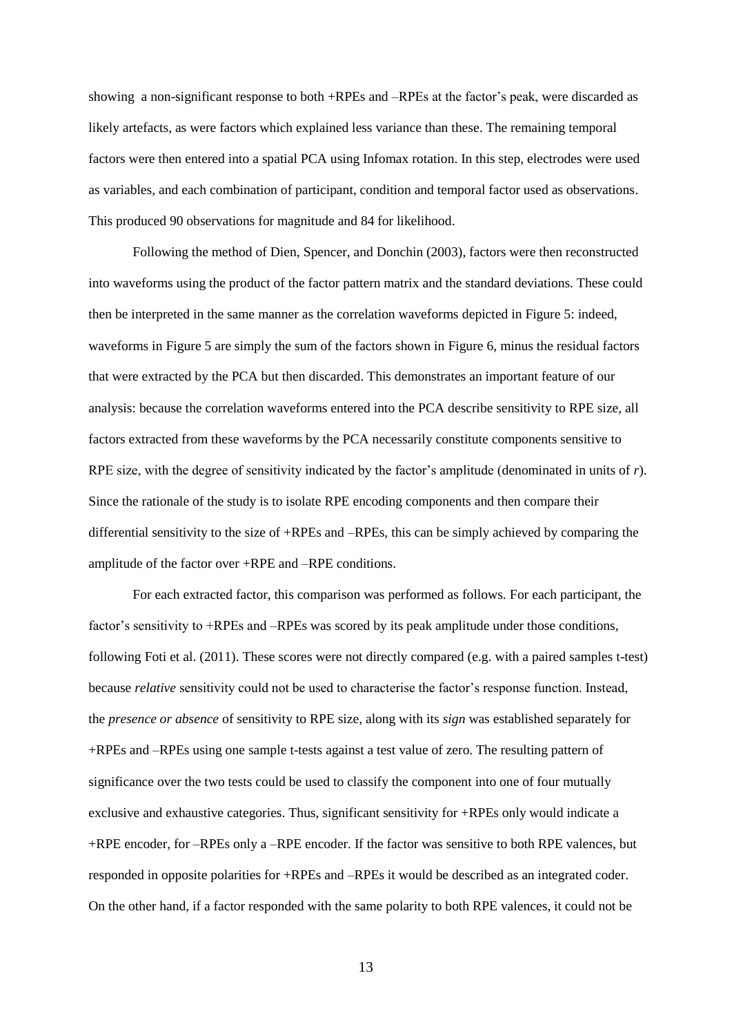showing  a non-significant response to both +RPEs and –RPEs at the factor's peak, were discarded as likely artefacts, as were factors which explained less variance than these. The remaining temporal factors were then entered into a spatial PCA using Infomax rotation. In this step, electrodes were used as variables, and each combination of participant, condition and temporal factor used as observations. This produced 90 observations for magnitude and 84 for likelihood.

Following the method of Dien, Spencer, and Donchin (2003), factors were then reconstructed into waveforms using the product of the factor pattern matrix and the standard deviations. These could then be interpreted in the same manner as the correlation waveforms depicted in Figure 5: indeed, waveforms in Figure 5 are simply the sum of the factors shown in Figure 6, minus the residual factors that were extracted by the PCA but then discarded. This demonstrates an important feature of our analysis: because the correlation waveforms entered into the PCA describe sensitivity to RPE size, all factors extracted from these waveforms by the PCA necessarily constitute components sensitive to RPE size, with the degree of sensitivity indicated by the factor's amplitude (denominated in units of $r$). Since the rationale of the study is to isolate RPE encoding components and then compare their differential sensitivity to the size of +RPEs and –RPEs, this can be simply achieved by comparing the amplitude of the factor over +RPE and –RPE conditions.

For each extracted factor, this comparison was performed as follows. For each participant, the factor's sensitivity to +RPEs and –RPEs was scored by its peak amplitude under those conditions, following Foti et al. (2011). These scores were not directly compared (e.g. with a paired samples t-test) because *relative* sensitivity could not be used to characterise the factor's response function. Instead, the *presence or absence* of sensitivity to RPE size, along with its *sign* was established separately for +RPEs and –RPEs using one sample t-tests against a test value of zero. The resulting pattern of significance over the two tests could be used to classify the component into one of four mutually exclusive and exhaustive categories. Thus, significant sensitivity for +RPEs only would indicate a +RPE encoder, for –RPEs only a –RPE encoder. If the factor was sensitive to both RPE valences, but responded in opposite polarities for +RPEs and –RPEs it would be described as an integrated coder. On the other hand, if a factor responded with the same polarity to both RPE valences, it could not be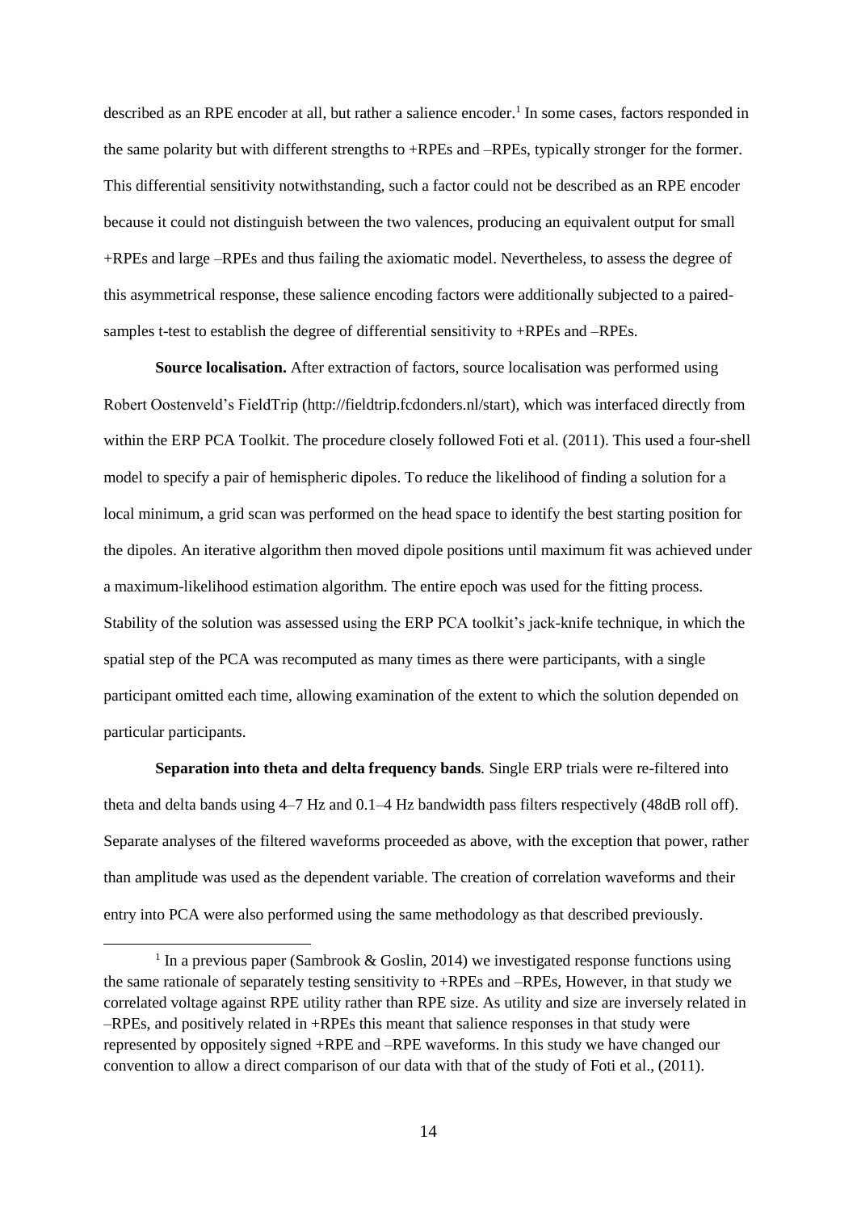described as an RPE encoder at all, but rather a salience encoder.[1] In some cases, factors responded in the same polarity but with different strengths to +RPEs and –RPEs, typically stronger for the former. This differential sensitivity notwithstanding, such a factor could not be described as an RPE encoder because it could not distinguish between the two valences, producing an equivalent output for small +RPEs and large –RPEs and thus failing the axiomatic model. Nevertheless, to assess the degree of this asymmetrical response, these salience encoding factors were additionally subjected to a paired-samples t-test to establish the degree of differential sensitivity to +RPEs and –RPEs.

**Source localisation.** After extraction of factors, source localisation was performed using Robert Oostenveld's FieldTrip (http://fieldtrip.fcdonders.nl/start), which was interfaced directly from within the ERP PCA Toolkit. The procedure closely followed Foti et al. (2011). This used a four-shell model to specify a pair of hemispheric dipoles. To reduce the likelihood of finding a solution for a local minimum, a grid scan was performed on the head space to identify the best starting position for the dipoles. An iterative algorithm then moved dipole positions until maximum fit was achieved under a maximum-likelihood estimation algorithm. The entire epoch was used for the fitting process. Stability of the solution was assessed using the ERP PCA toolkit's jack-knife technique, in which the spatial step of the PCA was recomputed as many times as there were participants, with a single participant omitted each time, allowing examination of the extent to which the solution depended on particular participants.

**Separation into theta and delta frequency bands***.* Single ERP trials were re-filtered into theta and delta bands using 4–7 Hz and 0.1–4 Hz bandwidth pass filters respectively (48dB roll off). Separate analyses of the filtered waveforms proceeded as above, with the exception that power, rather than amplitude was used as the dependent variable. The creation of correlation waveforms and their entry into PCA were also performed using the same methodology as that described previously.

[1] In a previous paper (Sambrook & Goslin, 2014) we investigated response functions using the same rationale of separately testing sensitivity to +RPEs and –RPEs, However, in that study we correlated voltage against RPE utility rather than RPE size. As utility and size are inversely related in –RPEs, and positively related in +RPEs this meant that salience responses in that study were represented by oppositely signed +RPE and –RPE waveforms. In this study we have changed our convention to allow a direct comparison of our data with that of the study of Foti et al., (2011).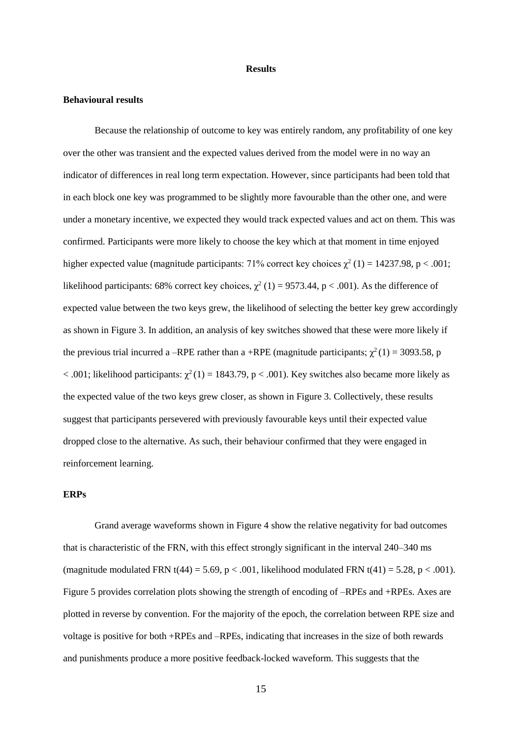# Results

## Behavioural results

Because the relationship of outcome to key was entirely random, any profitability of one key over the other was transient and the expected values derived from the model were in no way an indicator of differences in real long term expectation. However, since participants had been told that in each block one key was programmed to be slightly more favourable than the other one, and were under a monetary incentive, we expected they would track expected values and act on them. This was confirmed. Participants were more likely to choose the key which at that moment in time enjoyed higher expected value (magnitude participants: 71% correct key choices $\chi^2$ (1) = 14237.98, $p < .001$; likelihood participants: 68% correct key choices, $\chi^2$ (1) = 9573.44, $p < .001$). As the difference of expected value between the two keys grew, the likelihood of selecting the better key grew accordingly as shown in Figure 3. In addition, an analysis of key switches showed that these were more likely if the previous trial incurred a –RPE rather than a +RPE (magnitude participants; $\chi^2$ (1) = 3093.58, $p < .001$; likelihood participants: $\chi^2$ (1) = 1843.79, $p < .001$). Key switches also became more likely as the expected value of the two keys grew closer, as shown in Figure 3. Collectively, these results suggest that participants persevered with previously favourable keys until their expected value dropped close to the alternative. As such, their behaviour confirmed that they were engaged in reinforcement learning.

## ERPs

Grand average waveforms shown in Figure 4 show the relative negativity for bad outcomes that is characteristic of the FRN, with this effect strongly significant in the interval 240–340 ms (magnitude modulated FRN $t(44) = 5.69$, $p < .001$, likelihood modulated FRN $t(41) = 5.28$, $p < .001$). Figure 5 provides correlation plots showing the strength of encoding of –RPEs and +RPEs. Axes are plotted in reverse by convention. For the majority of the epoch, the correlation between RPE size and voltage is positive for both +RPEs and –RPEs, indicating that increases in the size of both rewards and punishments produce a more positive feedback-locked waveform. This suggests that the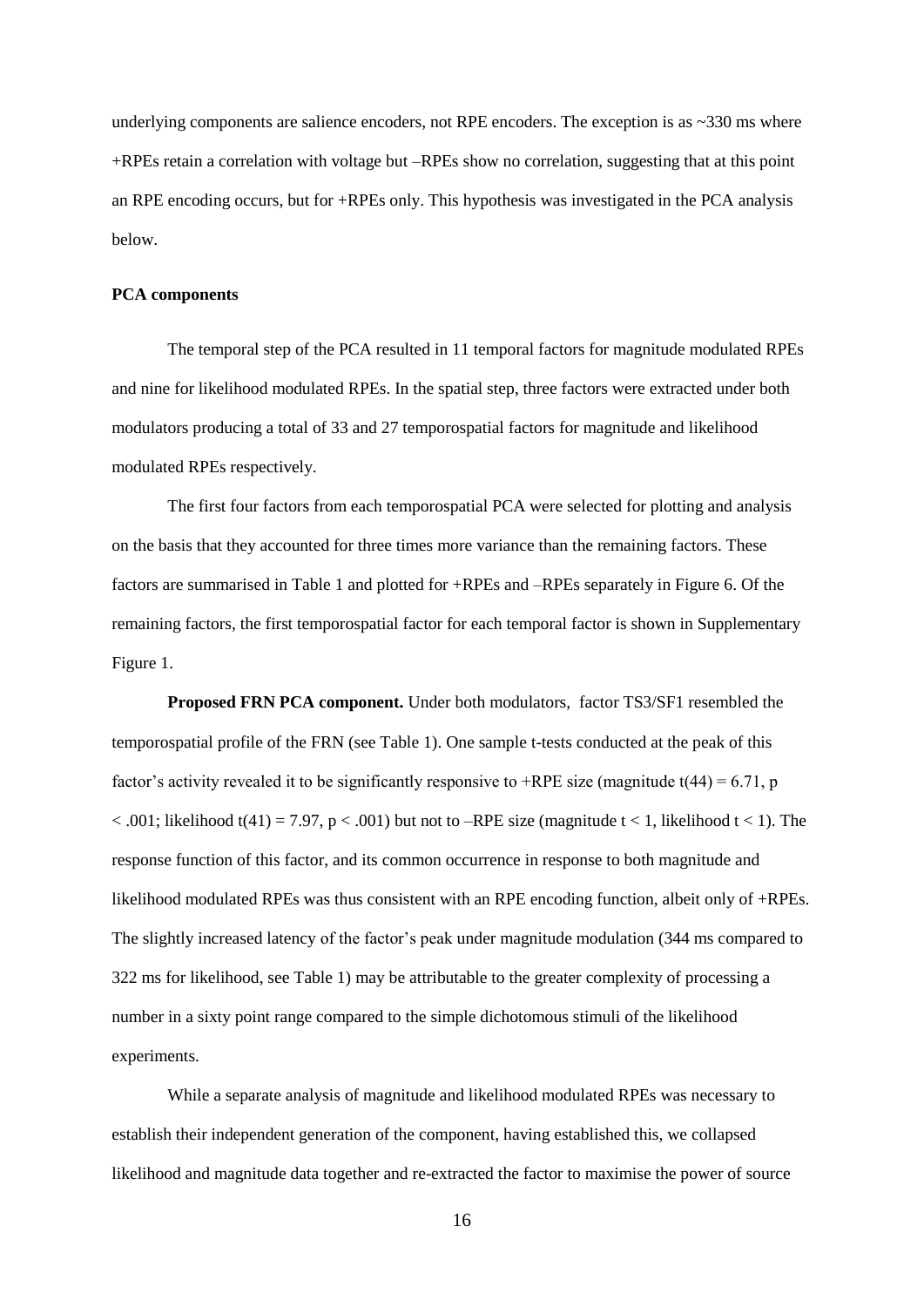underlying components are salience encoders, not RPE encoders. The exception is as ~330 ms where +RPEs retain a correlation with voltage but –RPEs show no correlation, suggesting that at this point an RPE encoding occurs, but for +RPEs only. This hypothesis was investigated in the PCA analysis below.

**PCA components**

The temporal step of the PCA resulted in 11 temporal factors for magnitude modulated RPEs and nine for likelihood modulated RPEs. In the spatial step, three factors were extracted under both modulators producing a total of 33 and 27 temporospatial factors for magnitude and likelihood modulated RPEs respectively.

The first four factors from each temporospatial PCA were selected for plotting and analysis on the basis that they accounted for three times more variance than the remaining factors. These factors are summarised in Table 1 and plotted for +RPEs and –RPEs separately in Figure 6. Of the remaining factors, the first temporospatial factor for each temporal factor is shown in Supplementary Figure 1.

**Proposed FRN PCA component.** Under both modulators, factor TS3/SF1 resembled the temporospatial profile of the FRN (see Table 1). One sample t-tests conducted at the peak of this factor's activity revealed it to be significantly responsive to +RPE size (magnitude $t(44) = 6.71$, $p < .001$; likelihood $t(41) = 7.97$, $p < .001$) but not to –RPE size (magnitude $t < 1$, likelihood $t < 1$). The response function of this factor, and its common occurrence in response to both magnitude and likelihood modulated RPEs was thus consistent with an RPE encoding function, albeit only of +RPEs. The slightly increased latency of the factor's peak under magnitude modulation (344 ms compared to 322 ms for likelihood, see Table 1) may be attributable to the greater complexity of processing a number in a sixty point range compared to the simple dichotomous stimuli of the likelihood experiments.

While a separate analysis of magnitude and likelihood modulated RPEs was necessary to establish their independent generation of the component, having established this, we collapsed likelihood and magnitude data together and re-extracted the factor to maximise the power of source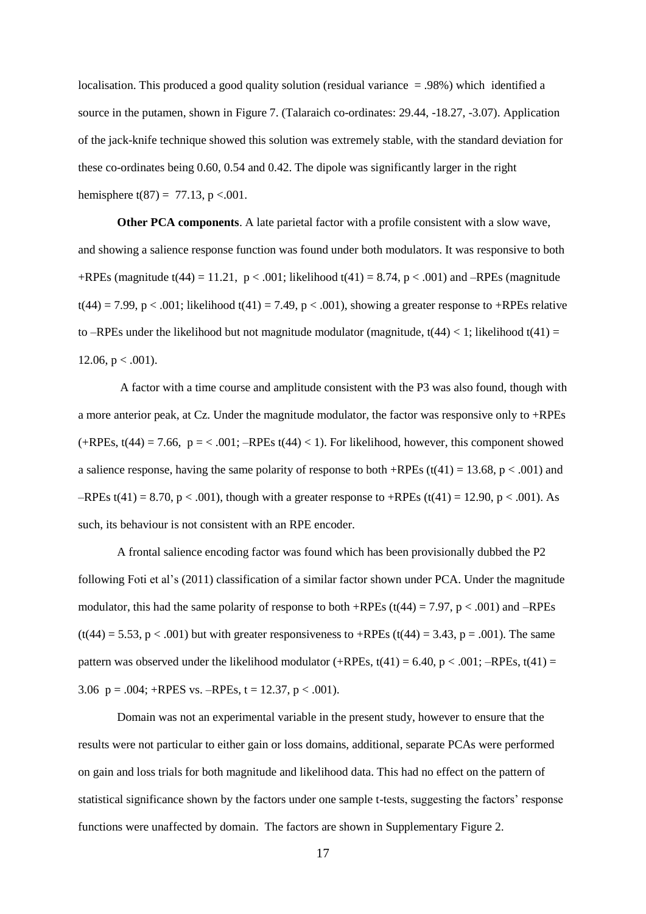localisation. This produced a good quality solution (residual variance = .98%) which identified a source in the putamen, shown in Figure 7. (Talaraich co-ordinates: 29.44, -18.27, -3.07). Application of the jack-knife technique showed this solution was extremely stable, with the standard deviation for these co-ordinates being 0.60, 0.54 and 0.42. The dipole was significantly larger in the right hemisphere $t(87) = 77.13$, $p < .001$.

**Other PCA components**. A late parietal factor with a profile consistent with a slow wave, and showing a salience response function was found under both modulators. It was responsive to both +RPEs (magnitude $t(44) = 11.21$, $p < .001$; likelihood $t(41) = 8.74$, $p < .001$) and –RPEs (magnitude $t(44) = 7.99$, $p < .001$; likelihood $t(41) = 7.49$, $p < .001$), showing a greater response to +RPEs relative to –RPEs under the likelihood but not magnitude modulator (magnitude, $t(44) < 1$; likelihood $t(41) = 12.06$, $p < .001$).

A factor with a time course and amplitude consistent with the P3 was also found, though with a more anterior peak, at Cz. Under the magnitude modulator, the factor was responsive only to +RPEs (+RPEs, $t(44) = 7.66$, $p = < .001$; –RPEs $t(44) < 1$). For likelihood, however, this component showed a salience response, having the same polarity of response to both +RPEs ($t(41) = 13.68$, $p < .001$) and –RPEs $t(41) = 8.70$, $p < .001$), though with a greater response to +RPEs ($t(41) = 12.90$, $p < .001$). As such, its behaviour is not consistent with an RPE encoder.

A frontal salience encoding factor was found which has been provisionally dubbed the P2 following Foti et al's (2011) classification of a similar factor shown under PCA. Under the magnitude modulator, this had the same polarity of response to both +RPEs ($t(44) = 7.97$, $p < .001$) and –RPEs ($t(44) = 5.53$, $p < .001$) but with greater responsiveness to +RPEs ($t(44) = 3.43$, $p = .001$). The same pattern was observed under the likelihood modulator (+RPEs, $t(41) = 6.40$, $p < .001$; –RPEs, $t(41) = 3.06$ $p = .004$; +RPES vs. –RPEs, $t = 12.37$, $p < .001$).

Domain was not an experimental variable in the present study, however to ensure that the results were not particular to either gain or loss domains, additional, separate PCAs were performed on gain and loss trials for both magnitude and likelihood data. This had no effect on the pattern of statistical significance shown by the factors under one sample t-tests, suggesting the factors' response functions were unaffected by domain. The factors are shown in Supplementary Figure 2.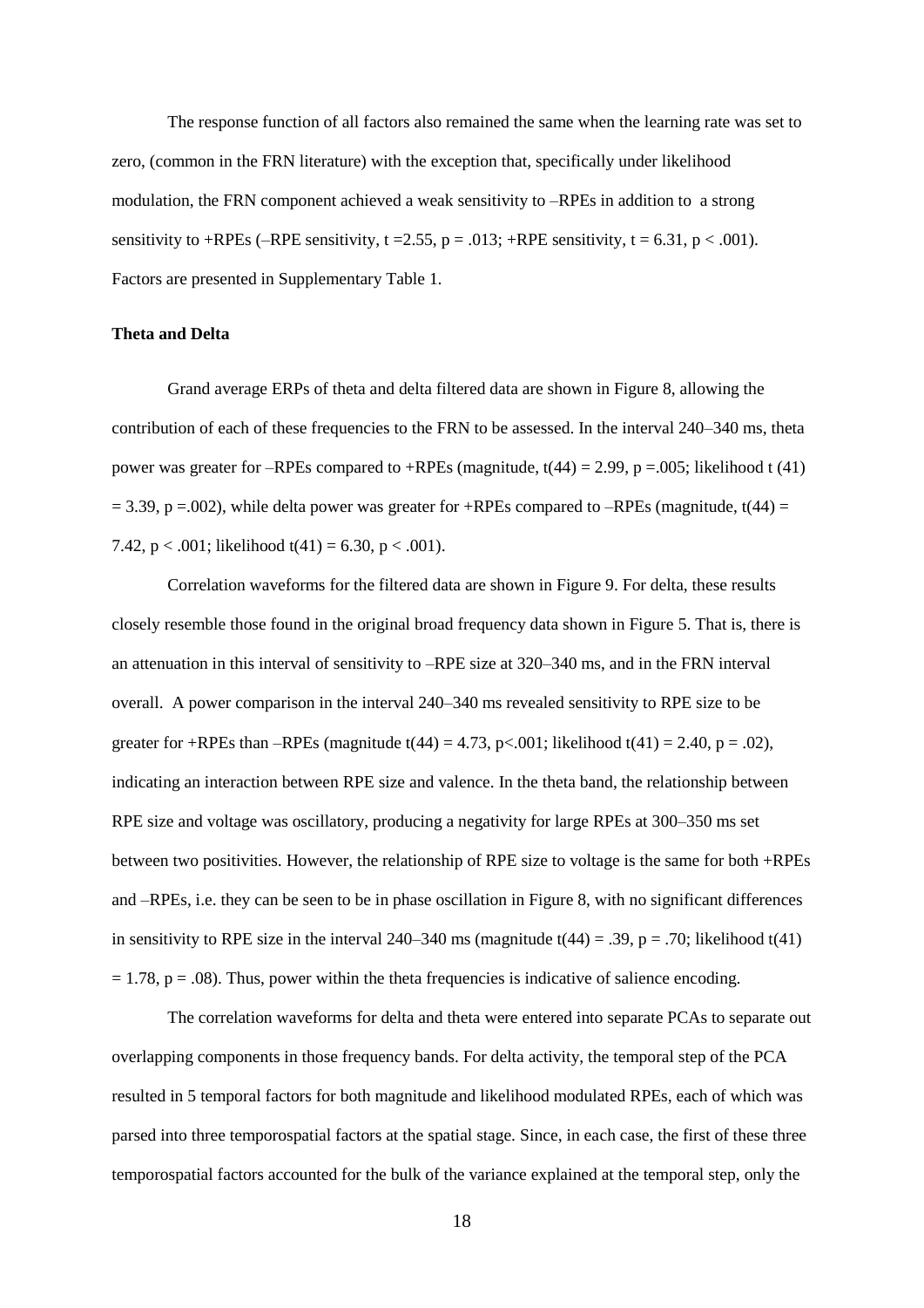The response function of all factors also remained the same when the learning rate was set to zero, (common in the FRN literature) with the exception that, specifically under likelihood modulation, the FRN component achieved a weak sensitivity to –RPEs in addition to a strong sensitivity to +RPEs (–RPE sensitivity, $t = 2.55$, $p = .013$; +RPE sensitivity, $t = 6.31$, $p < .001$). Factors are presented in Supplementary Table 1.

**Theta and Delta**

Grand average ERPs of theta and delta filtered data are shown in Figure 8, allowing the contribution of each of these frequencies to the FRN to be assessed. In the interval 240–340 ms, theta power was greater for –RPEs compared to +RPEs (magnitude, $t(44) = 2.99$, $p = .005$; likelihood $t(41) = 3.39$, $p = .002$), while delta power was greater for +RPEs compared to –RPEs (magnitude, $t(44) = 7.42$, $p < .001$; likelihood $t(41) = 6.30$, $p < .001$).

Correlation waveforms for the filtered data are shown in Figure 9. For delta, these results closely resemble those found in the original broad frequency data shown in Figure 5. That is, there is an attenuation in this interval of sensitivity to –RPE size at 320–340 ms, and in the FRN interval overall. A power comparison in the interval 240–340 ms revealed sensitivity to RPE size to be greater for +RPEs than –RPEs (magnitude $t(44) = 4.73$, $p < .001$; likelihood $t(41) = 2.40$, $p = .02$), indicating an interaction between RPE size and valence. In the theta band, the relationship between RPE size and voltage was oscillatory, producing a negativity for large RPEs at 300–350 ms set between two positivities. However, the relationship of RPE size to voltage is the same for both +RPEs and –RPEs, i.e. they can be seen to be in phase oscillation in Figure 8, with no significant differences in sensitivity to RPE size in the interval 240–340 ms (magnitude $t(44) = .39$, $p = .70$; likelihood $t(41) = 1.78$, $p = .08$). Thus, power within the theta frequencies is indicative of salience encoding.

The correlation waveforms for delta and theta were entered into separate PCAs to separate out overlapping components in those frequency bands. For delta activity, the temporal step of the PCA resulted in 5 temporal factors for both magnitude and likelihood modulated RPEs, each of which was parsed into three temporospatial factors at the spatial stage. Since, in each case, the first of these three temporospatial factors accounted for the bulk of the variance explained at the temporal step, only the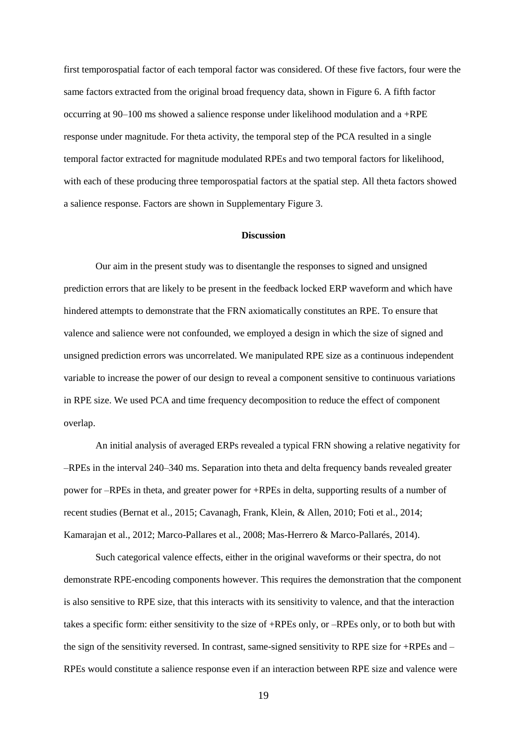first temporospatial factor of each temporal factor was considered. Of these five factors, four were the same factors extracted from the original broad frequency data, shown in Figure 6. A fifth factor occurring at 90–100 ms showed a salience response under likelihood modulation and a +RPE response under magnitude. For theta activity, the temporal step of the PCA resulted in a single temporal factor extracted for magnitude modulated RPEs and two temporal factors for likelihood, with each of these producing three temporospatial factors at the spatial step. All theta factors showed a salience response. Factors are shown in Supplementary Figure 3.

## Discussion

Our aim in the present study was to disentangle the responses to signed and unsigned prediction errors that are likely to be present in the feedback locked ERP waveform and which have hindered attempts to demonstrate that the FRN axiomatically constitutes an RPE. To ensure that valence and salience were not confounded, we employed a design in which the size of signed and unsigned prediction errors was uncorrelated. We manipulated RPE size as a continuous independent variable to increase the power of our design to reveal a component sensitive to continuous variations in RPE size. We used PCA and time frequency decomposition to reduce the effect of component overlap.

An initial analysis of averaged ERPs revealed a typical FRN showing a relative negativity for –RPEs in the interval 240–340 ms. Separation into theta and delta frequency bands revealed greater power for –RPEs in theta, and greater power for +RPEs in delta, supporting results of a number of recent studies (Bernat et al., 2015; Cavanagh, Frank, Klein, & Allen, 2010; Foti et al., 2014; Kamarajan et al., 2012; Marco-Pallares et al., 2008; Mas-Herrero & Marco-Pallarés, 2014).

Such categorical valence effects, either in the original waveforms or their spectra, do not demonstrate RPE-encoding components however. This requires the demonstration that the component is also sensitive to RPE size, that this interacts with its sensitivity to valence, and that the interaction takes a specific form: either sensitivity to the size of +RPEs only, or –RPEs only, or to both but with the sign of the sensitivity reversed. In contrast, same-signed sensitivity to RPE size for +RPEs and –RPEs would constitute a salience response even if an interaction between RPE size and valence were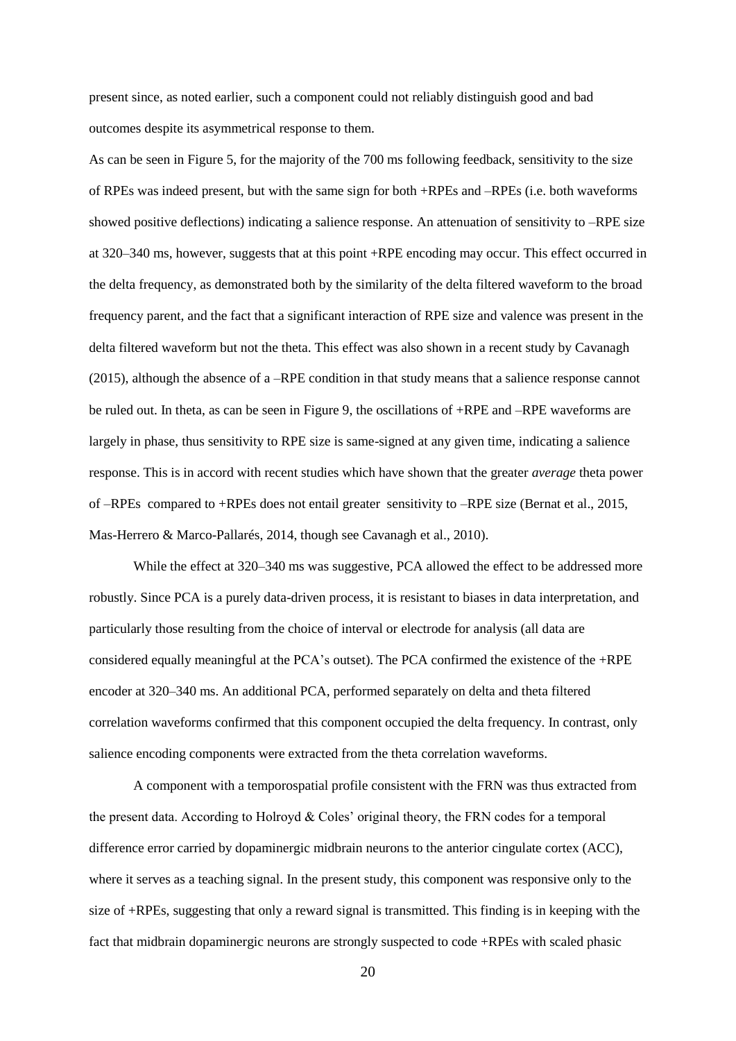present since, as noted earlier, such a component could not reliably distinguish good and bad outcomes despite its asymmetrical response to them.

As can be seen in Figure 5, for the majority of the 700 ms following feedback, sensitivity to the size of RPEs was indeed present, but with the same sign for both +RPEs and –RPEs (i.e. both waveforms showed positive deflections) indicating a salience response. An attenuation of sensitivity to –RPE size at 320–340 ms, however, suggests that at this point +RPE encoding may occur. This effect occurred in the delta frequency, as demonstrated both by the similarity of the delta filtered waveform to the broad frequency parent, and the fact that a significant interaction of RPE size and valence was present in the delta filtered waveform but not the theta. This effect was also shown in a recent study by Cavanagh (2015), although the absence of a –RPE condition in that study means that a salience response cannot be ruled out. In theta, as can be seen in Figure 9, the oscillations of +RPE and –RPE waveforms are largely in phase, thus sensitivity to RPE size is same-signed at any given time, indicating a salience response. This is in accord with recent studies which have shown that the greater *average* theta power of –RPEs compared to +RPEs does not entail greater sensitivity to –RPE size (Bernat et al., 2015, Mas-Herrero & Marco-Pallarés, 2014, though see Cavanagh et al., 2010).

While the effect at 320–340 ms was suggestive, PCA allowed the effect to be addressed more robustly. Since PCA is a purely data-driven process, it is resistant to biases in data interpretation, and particularly those resulting from the choice of interval or electrode for analysis (all data are considered equally meaningful at the PCA's outset). The PCA confirmed the existence of the +RPE encoder at 320–340 ms. An additional PCA, performed separately on delta and theta filtered correlation waveforms confirmed that this component occupied the delta frequency. In contrast, only salience encoding components were extracted from the theta correlation waveforms.

A component with a temporospatial profile consistent with the FRN was thus extracted from the present data. According to Holroyd & Coles' original theory, the FRN codes for a temporal difference error carried by dopaminergic midbrain neurons to the anterior cingulate cortex (ACC), where it serves as a teaching signal. In the present study, this component was responsive only to the size of +RPEs, suggesting that only a reward signal is transmitted. This finding is in keeping with the fact that midbrain dopaminergic neurons are strongly suspected to code +RPEs with scaled phasic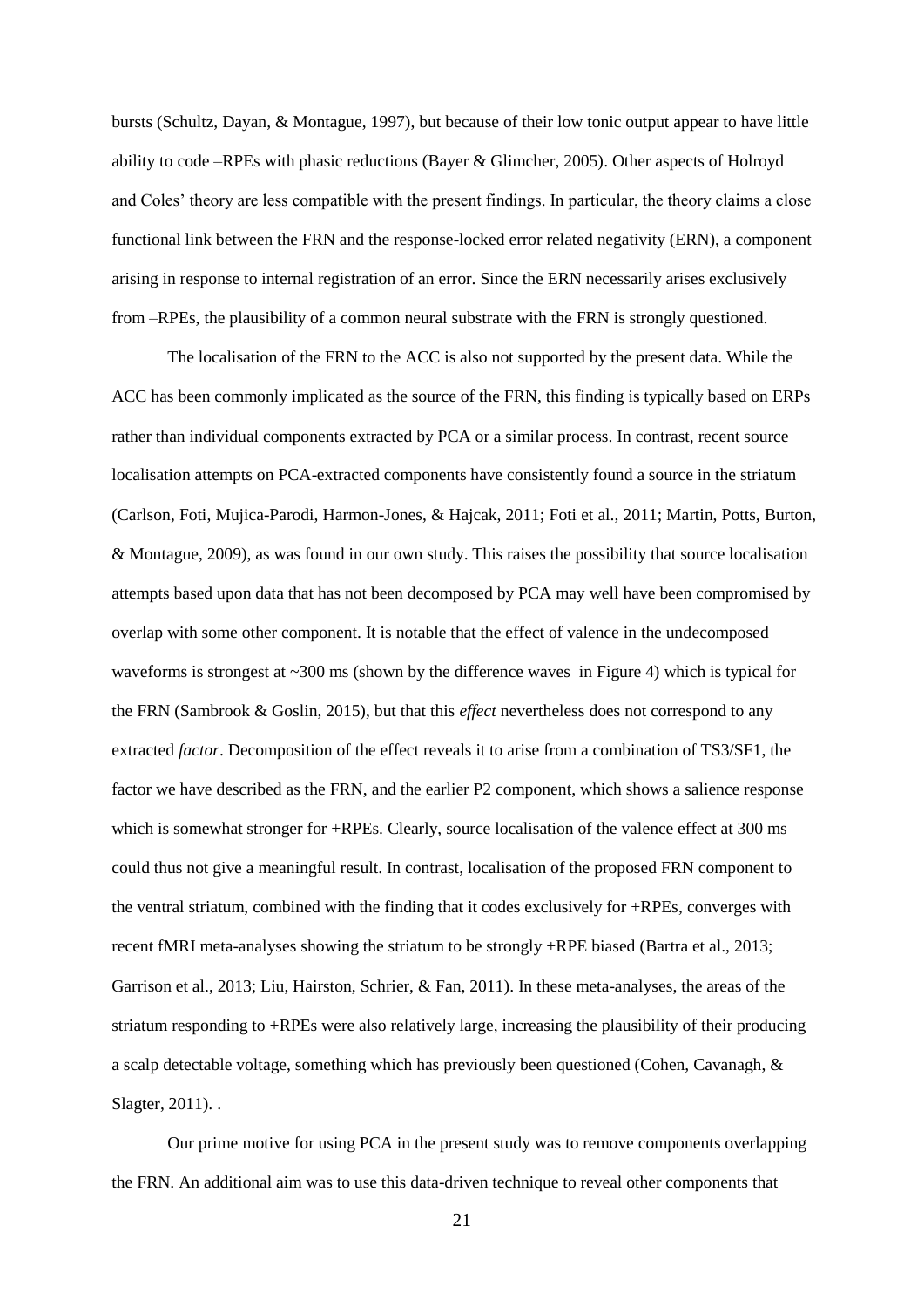bursts (Schultz, Dayan, & Montague, 1997), but because of their low tonic output appear to have little ability to code –RPEs with phasic reductions (Bayer & Glimcher, 2005). Other aspects of Holroyd and Coles' theory are less compatible with the present findings. In particular, the theory claims a close functional link between the FRN and the response-locked error related negativity (ERN), a component arising in response to internal registration of an error. Since the ERN necessarily arises exclusively from –RPEs, the plausibility of a common neural substrate with the FRN is strongly questioned.

The localisation of the FRN to the ACC is also not supported by the present data. While the ACC has been commonly implicated as the source of the FRN, this finding is typically based on ERPs rather than individual components extracted by PCA or a similar process. In contrast, recent source localisation attempts on PCA-extracted components have consistently found a source in the striatum (Carlson, Foti, Mujica-Parodi, Harmon-Jones, & Hajcak, 2011; Foti et al., 2011; Martin, Potts, Burton, & Montague, 2009), as was found in our own study. This raises the possibility that source localisation attempts based upon data that has not been decomposed by PCA may well have been compromised by overlap with some other component. It is notable that the effect of valence in the undecomposed waveforms is strongest at ~300 ms (shown by the difference waves in Figure 4) which is typical for the FRN (Sambrook & Goslin, 2015), but that this *effect* nevertheless does not correspond to any extracted *factor*. Decomposition of the effect reveals it to arise from a combination of TS3/SF1, the factor we have described as the FRN, and the earlier P2 component, which shows a salience response which is somewhat stronger for +RPEs. Clearly, source localisation of the valence effect at 300 ms could thus not give a meaningful result. In contrast, localisation of the proposed FRN component to the ventral striatum, combined with the finding that it codes exclusively for +RPEs, converges with recent fMRI meta-analyses showing the striatum to be strongly +RPE biased (Bartra et al., 2013; Garrison et al., 2013; Liu, Hairston, Schrier, & Fan, 2011). In these meta-analyses, the areas of the striatum responding to +RPEs were also relatively large, increasing the plausibility of their producing a scalp detectable voltage, something which has previously been questioned (Cohen, Cavanagh, & Slagter, 2011). .

Our prime motive for using PCA in the present study was to remove components overlapping the FRN. An additional aim was to use this data-driven technique to reveal other components that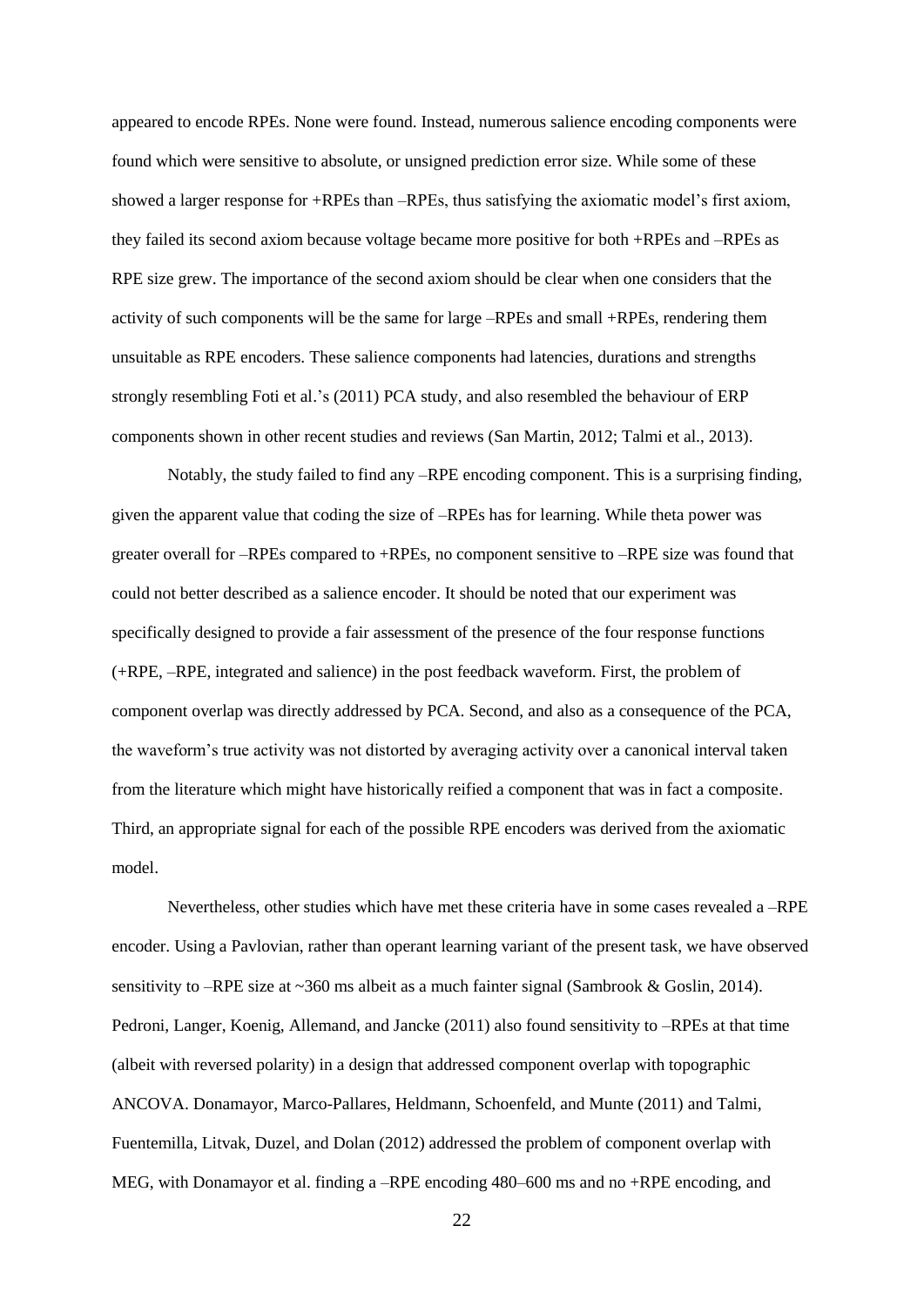appeared to encode RPEs. None were found. Instead, numerous salience encoding components were found which were sensitive to absolute, or unsigned prediction error size. While some of these showed a larger response for +RPEs than –RPEs, thus satisfying the axiomatic model's first axiom, they failed its second axiom because voltage became more positive for both +RPEs and –RPEs as RPE size grew. The importance of the second axiom should be clear when one considers that the activity of such components will be the same for large –RPEs and small +RPEs, rendering them unsuitable as RPE encoders. These salience components had latencies, durations and strengths strongly resembling Foti et al.'s (2011) PCA study, and also resembled the behaviour of ERP components shown in other recent studies and reviews (San Martin, 2012; Talmi et al., 2013).

Notably, the study failed to find any –RPE encoding component. This is a surprising finding, given the apparent value that coding the size of –RPEs has for learning. While theta power was greater overall for –RPEs compared to +RPEs, no component sensitive to –RPE size was found that could not better described as a salience encoder. It should be noted that our experiment was specifically designed to provide a fair assessment of the presence of the four response functions (+RPE, –RPE, integrated and salience) in the post feedback waveform. First, the problem of component overlap was directly addressed by PCA. Second, and also as a consequence of the PCA, the waveform's true activity was not distorted by averaging activity over a canonical interval taken from the literature which might have historically reified a component that was in fact a composite. Third, an appropriate signal for each of the possible RPE encoders was derived from the axiomatic model.

Nevertheless, other studies which have met these criteria have in some cases revealed a –RPE encoder. Using a Pavlovian, rather than operant learning variant of the present task, we have observed sensitivity to –RPE size at ~360 ms albeit as a much fainter signal (Sambrook & Goslin, 2014). Pedroni, Langer, Koenig, Allemand, and Jancke (2011) also found sensitivity to –RPEs at that time (albeit with reversed polarity) in a design that addressed component overlap with topographic ANCOVA. Donamayor, Marco-Pallares, Heldmann, Schoenfeld, and Munte (2011) and Talmi, Fuentemilla, Litvak, Duzel, and Dolan (2012) addressed the problem of component overlap with MEG, with Donamayor et al. finding a –RPE encoding 480–600 ms and no +RPE encoding, and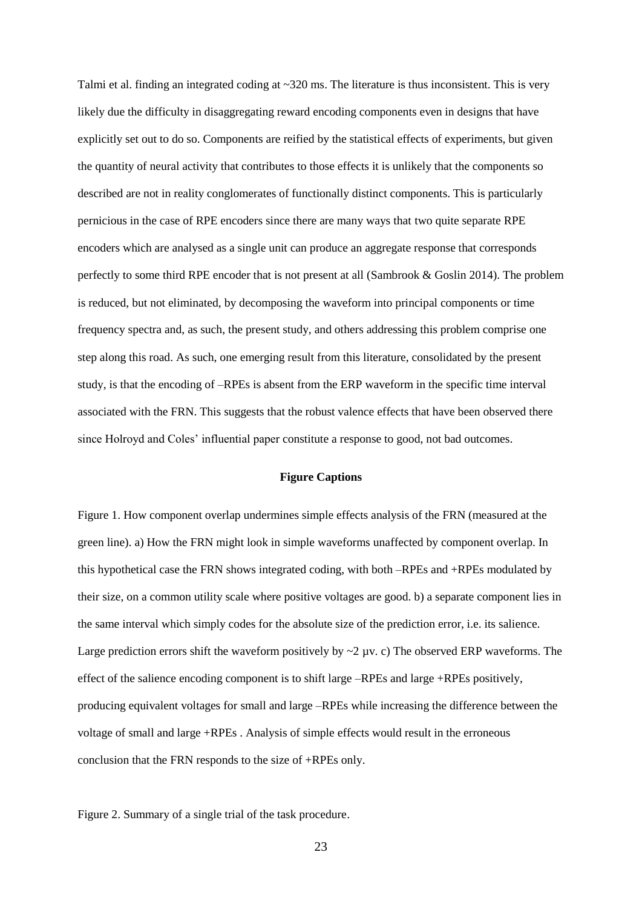Talmi et al. finding an integrated coding at ~320 ms. The literature is thus inconsistent. This is very likely due the difficulty in disaggregating reward encoding components even in designs that have explicitly set out to do so. Components are reified by the statistical effects of experiments, but given the quantity of neural activity that contributes to those effects it is unlikely that the components so described are not in reality conglomerates of functionally distinct components. This is particularly pernicious in the case of RPE encoders since there are many ways that two quite separate RPE encoders which are analysed as a single unit can produce an aggregate response that corresponds perfectly to some third RPE encoder that is not present at all (Sambrook & Goslin 2014). The problem is reduced, but not eliminated, by decomposing the waveform into principal components or time frequency spectra and, as such, the present study, and others addressing this problem comprise one step along this road. As such, one emerging result from this literature, consolidated by the present study, is that the encoding of –RPEs is absent from the ERP waveform in the specific time interval associated with the FRN. This suggests that the robust valence effects that have been observed there since Holroyd and Coles' influential paper constitute a response to good, not bad outcomes.

## Figure Captions

Figure 1. How component overlap undermines simple effects analysis of the FRN (measured at the green line). a) How the FRN might look in simple waveforms unaffected by component overlap. In this hypothetical case the FRN shows integrated coding, with both –RPEs and +RPEs modulated by their size, on a common utility scale where positive voltages are good. b) a separate component lies in the same interval which simply codes for the absolute size of the prediction error, i.e. its salience. Large prediction errors shift the waveform positively by ~2 µv. c) The observed ERP waveforms. The effect of the salience encoding component is to shift large –RPEs and large +RPEs positively, producing equivalent voltages for small and large –RPEs while increasing the difference between the voltage of small and large +RPEs . Analysis of simple effects would result in the erroneous conclusion that the FRN responds to the size of +RPEs only.

Figure 2. Summary of a single trial of the task procedure.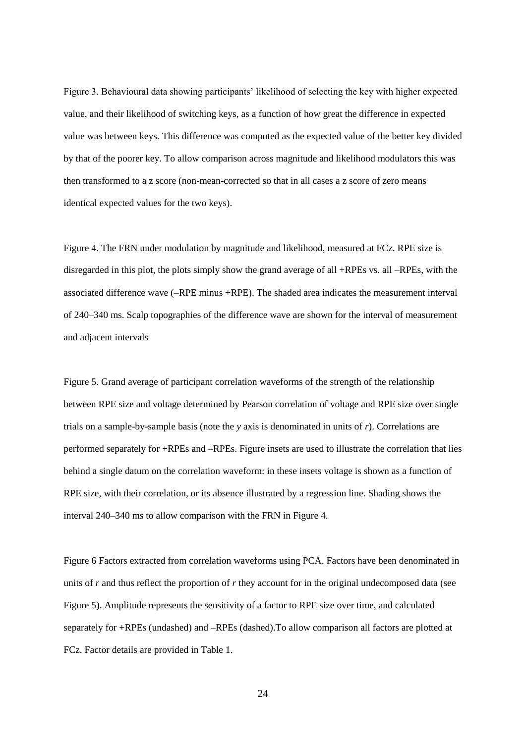Figure 3. Behavioural data showing participants' likelihood of selecting the key with higher expected value, and their likelihood of switching keys, as a function of how great the difference in expected value was between keys. This difference was computed as the expected value of the better key divided by that of the poorer key. To allow comparison across magnitude and likelihood modulators this was then transformed to a z score (non-mean-corrected so that in all cases a z score of zero means identical expected values for the two keys).

Figure 4. The FRN under modulation by magnitude and likelihood, measured at FCz. RPE size is disregarded in this plot, the plots simply show the grand average of all +RPEs vs. all –RPEs, with the associated difference wave (–RPE minus +RPE). The shaded area indicates the measurement interval of 240–340 ms. Scalp topographies of the difference wave are shown for the interval of measurement and adjacent intervals

Figure 5. Grand average of participant correlation waveforms of the strength of the relationship between RPE size and voltage determined by Pearson correlation of voltage and RPE size over single trials on a sample-by-sample basis (note the *y* axis is denominated in units of *r*). Correlations are performed separately for +RPEs and –RPEs. Figure insets are used to illustrate the correlation that lies behind a single datum on the correlation waveform: in these insets voltage is shown as a function of RPE size, with their correlation, or its absence illustrated by a regression line. Shading shows the interval 240–340 ms to allow comparison with the FRN in Figure 4.

Figure 6 Factors extracted from correlation waveforms using PCA. Factors have been denominated in units of *r* and thus reflect the proportion of *r* they account for in the original undecomposed data (see Figure 5). Amplitude represents the sensitivity of a factor to RPE size over time, and calculated separately for +RPEs (undashed) and –RPEs (dashed).To allow comparison all factors are plotted at FCz. Factor details are provided in Table 1.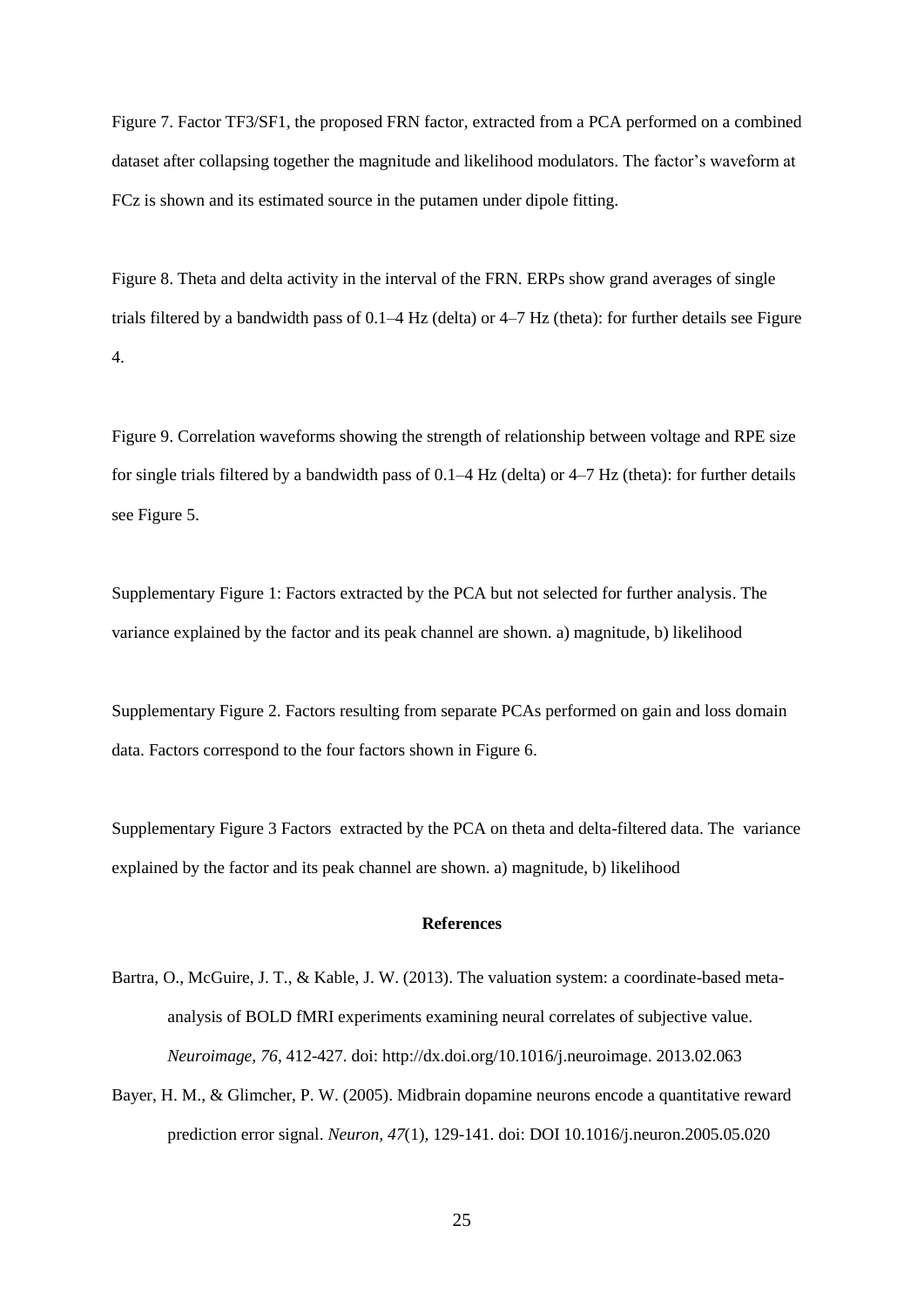Figure 7. Factor TF3/SF1, the proposed FRN factor, extracted from a PCA performed on a combined dataset after collapsing together the magnitude and likelihood modulators. The factor's waveform at FCz is shown and its estimated source in the putamen under dipole fitting.

Figure 8. Theta and delta activity in the interval of the FRN. ERPs show grand averages of single trials filtered by a bandwidth pass of 0.1–4 Hz (delta) or 4–7 Hz (theta): for further details see Figure 4.

Figure 9. Correlation waveforms showing the strength of relationship between voltage and RPE size for single trials filtered by a bandwidth pass of 0.1–4 Hz (delta) or 4–7 Hz (theta): for further details see Figure 5.

Supplementary Figure 1: Factors extracted by the PCA but not selected for further analysis. The variance explained by the factor and its peak channel are shown. a) magnitude, b) likelihood

Supplementary Figure 2. Factors resulting from separate PCAs performed on gain and loss domain data. Factors correspond to the four factors shown in Figure 6.

Supplementary Figure 3 Factors extracted by the PCA on theta and delta-filtered data. The variance explained by the factor and its peak channel are shown. a) magnitude, b) likelihood

## References

Bartra, O., McGuire, J. T., & Kable, J. W. (2013). The valuation system: a coordinate-based meta-analysis of BOLD fMRI experiments examining neural correlates of subjective value. *Neuroimage, 76*, 412-427. doi: http://dx.doi.org/10.1016/j.neuroimage. 2013.02.063

Bayer, H. M., & Glimcher, P. W. (2005). Midbrain dopamine neurons encode a quantitative reward prediction error signal. *Neuron, 47*(1), 129-141. doi: DOI 10.1016/j.neuron.2005.05.020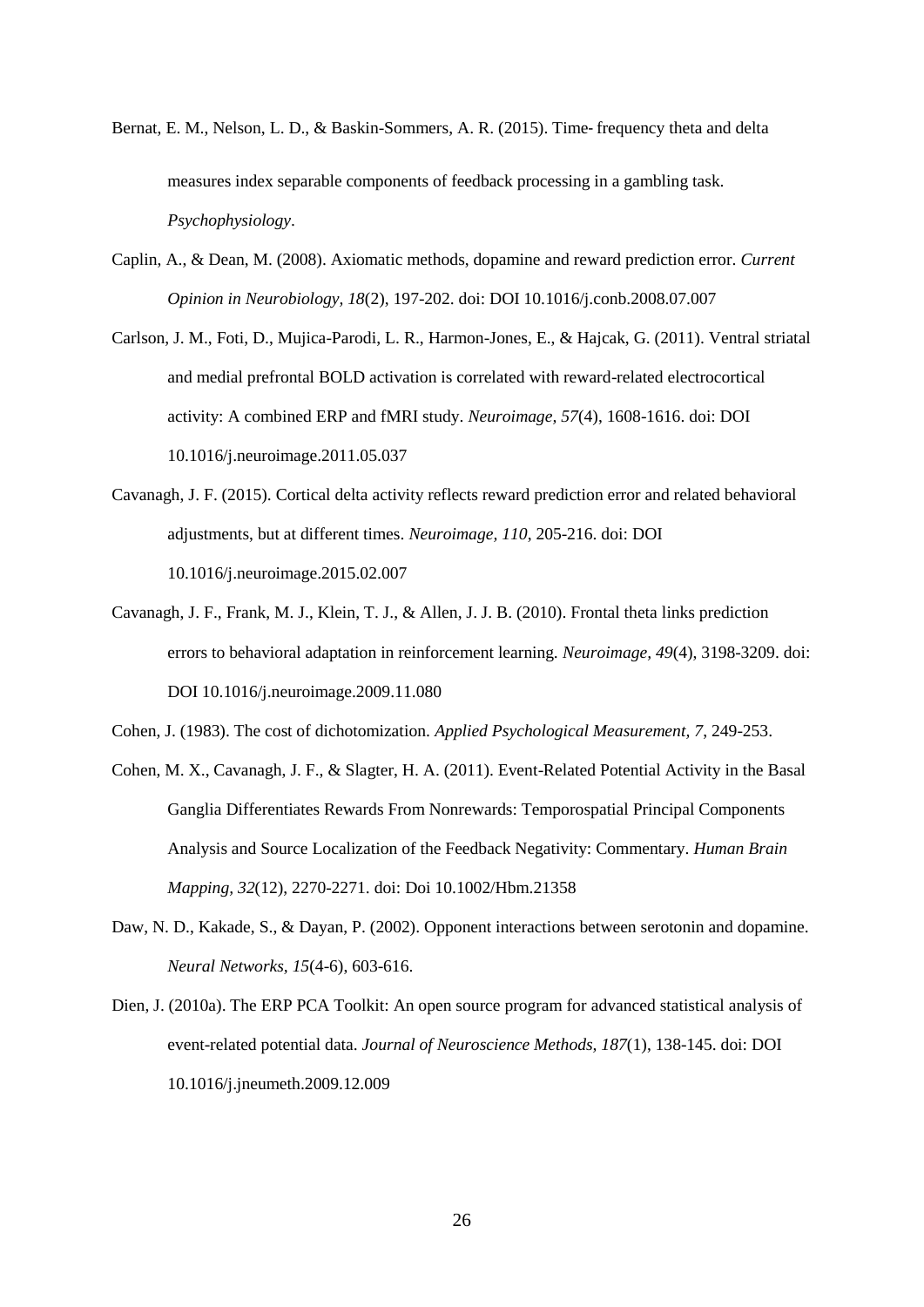Bernat, E. M., Nelson, L. D., & Baskin-Sommers, A. R. (2015). Time‐frequency theta and delta measures index separable components of feedback processing in a gambling task. *Psychophysiology*.

Caplin, A., & Dean, M. (2008). Axiomatic methods, dopamine and reward prediction error. *Current Opinion in Neurobiology, 18*(2), 197-202. doi: DOI 10.1016/j.conb.2008.07.007

Carlson, J. M., Foti, D., Mujica-Parodi, L. R., Harmon-Jones, E., & Hajcak, G. (2011). Ventral striatal and medial prefrontal BOLD activation is correlated with reward-related electrocortical activity: A combined ERP and fMRI study. *Neuroimage, 57*(4), 1608-1616. doi: DOI 10.1016/j.neuroimage.2011.05.037

Cavanagh, J. F. (2015). Cortical delta activity reflects reward prediction error and related behavioral adjustments, but at different times. *Neuroimage, 110*, 205-216. doi: DOI 10.1016/j.neuroimage.2015.02.007

Cavanagh, J. F., Frank, M. J., Klein, T. J., & Allen, J. J. B. (2010). Frontal theta links prediction errors to behavioral adaptation in reinforcement learning. *Neuroimage, 49*(4), 3198-3209. doi: DOI 10.1016/j.neuroimage.2009.11.080

Cohen, J. (1983). The cost of dichotomization. *Applied Psychological Measurement, 7*, 249-253.

Cohen, M. X., Cavanagh, J. F., & Slagter, H. A. (2011). Event-Related Potential Activity in the Basal Ganglia Differentiates Rewards From Nonrewards: Temporospatial Principal Components Analysis and Source Localization of the Feedback Negativity: Commentary. *Human Brain Mapping, 32*(12), 2270-2271. doi: Doi 10.1002/Hbm.21358

Daw, N. D., Kakade, S., & Dayan, P. (2002). Opponent interactions between serotonin and dopamine. *Neural Networks, 15*(4-6), 603-616.

Dien, J. (2010a). The ERP PCA Toolkit: An open source program for advanced statistical analysis of event-related potential data. *Journal of Neuroscience Methods, 187*(1), 138-145. doi: DOI 10.1016/j.jneumeth.2009.12.009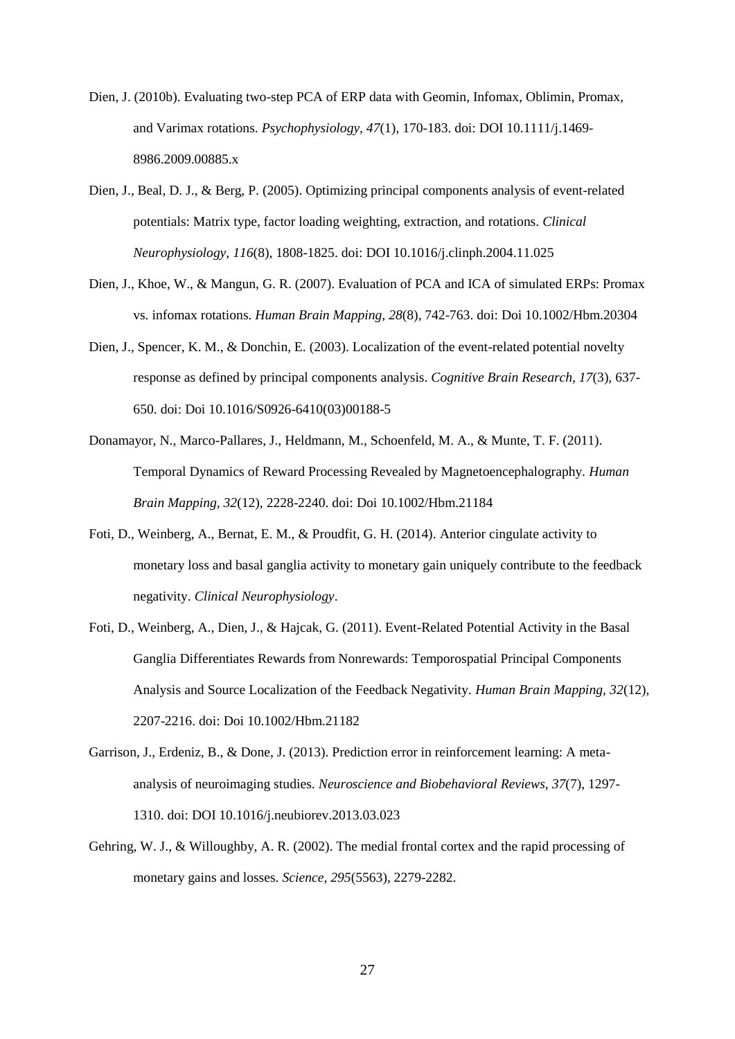Dien, J. (2010b). Evaluating two-step PCA of ERP data with Geomin, Infomax, Oblimin, Promax, and Varimax rotations. *Psychophysiology, 47*(1), 170-183. doi: DOI 10.1111/j.1469-8986.2009.00885.x

Dien, J., Beal, D. J., & Berg, P. (2005). Optimizing principal components analysis of event-related potentials: Matrix type, factor loading weighting, extraction, and rotations. *Clinical Neurophysiology, 116*(8), 1808-1825. doi: DOI 10.1016/j.clinph.2004.11.025

Dien, J., Khoe, W., & Mangun, G. R. (2007). Evaluation of PCA and ICA of simulated ERPs: Promax vs. infomax rotations. *Human Brain Mapping, 28*(8), 742-763. doi: Doi 10.1002/Hbm.20304

Dien, J., Spencer, K. M., & Donchin, E. (2003). Localization of the event-related potential novelty response as defined by principal components analysis. *Cognitive Brain Research, 17*(3), 637-650. doi: Doi 10.1016/S0926-6410(03)00188-5

Donamayor, N., Marco-Pallares, J., Heldmann, M., Schoenfeld, M. A., & Munte, T. F. (2011). Temporal Dynamics of Reward Processing Revealed by Magnetoencephalography. *Human Brain Mapping, 32*(12), 2228-2240. doi: Doi 10.1002/Hbm.21184

Foti, D., Weinberg, A., Bernat, E. M., & Proudfit, G. H. (2014). Anterior cingulate activity to monetary loss and basal ganglia activity to monetary gain uniquely contribute to the feedback negativity. *Clinical Neurophysiology*.

Foti, D., Weinberg, A., Dien, J., & Hajcak, G. (2011). Event-Related Potential Activity in the Basal Ganglia Differentiates Rewards from Nonrewards: Temporospatial Principal Components Analysis and Source Localization of the Feedback Negativity. *Human Brain Mapping, 32*(12), 2207-2216. doi: Doi 10.1002/Hbm.21182

Garrison, J., Erdeniz, B., & Done, J. (2013). Prediction error in reinforcement learning: A meta-analysis of neuroimaging studies. *Neuroscience and Biobehavioral Reviews, 37*(7), 1297-1310. doi: DOI 10.1016/j.neubiorev.2013.03.023

Gehring, W. J., & Willoughby, A. R. (2002). The medial frontal cortex and the rapid processing of monetary gains and losses. *Science, 295*(5563), 2279-2282.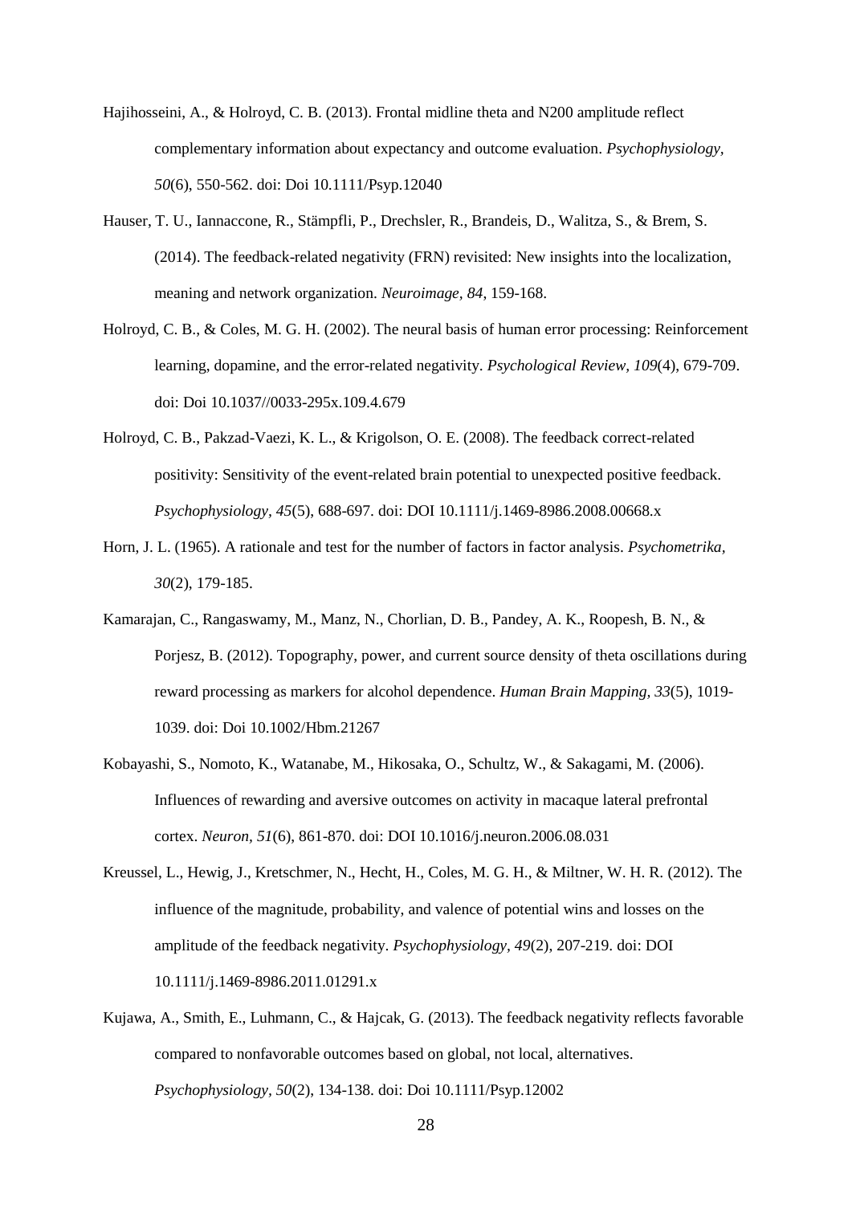Hajihosseini, A., & Holroyd, C. B. (2013). Frontal midline theta and N200 amplitude reflect complementary information about expectancy and outcome evaluation. *Psychophysiology, 50*(6), 550-562. doi: Doi 10.1111/Psyp.12040

Hauser, T. U., Iannaccone, R., Stämpfli, P., Drechsler, R., Brandeis, D., Walitza, S., & Brem, S. (2014). The feedback-related negativity (FRN) revisited: New insights into the localization, meaning and network organization. *Neuroimage, 84*, 159-168.

Holroyd, C. B., & Coles, M. G. H. (2002). The neural basis of human error processing: Reinforcement learning, dopamine, and the error-related negativity. *Psychological Review, 109*(4), 679-709. doi: Doi 10.1037//0033-295x.109.4.679

Holroyd, C. B., Pakzad-Vaezi, K. L., & Krigolson, O. E. (2008). The feedback correct-related positivity: Sensitivity of the event-related brain potential to unexpected positive feedback. *Psychophysiology, 45*(5), 688-697. doi: DOI 10.1111/j.1469-8986.2008.00668.x

Horn, J. L. (1965). A rationale and test for the number of factors in factor analysis. *Psychometrika, 30*(2), 179-185.

Kamarajan, C., Rangaswamy, M., Manz, N., Chorlian, D. B., Pandey, A. K., Roopesh, B. N., & Porjesz, B. (2012). Topography, power, and current source density of theta oscillations during reward processing as markers for alcohol dependence. *Human Brain Mapping, 33*(5), 1019-1039. doi: Doi 10.1002/Hbm.21267

Kobayashi, S., Nomoto, K., Watanabe, M., Hikosaka, O., Schultz, W., & Sakagami, M. (2006). Influences of rewarding and aversive outcomes on activity in macaque lateral prefrontal cortex. *Neuron, 51*(6), 861-870. doi: DOI 10.1016/j.neuron.2006.08.031

Kreussel, L., Hewig, J., Kretschmer, N., Hecht, H., Coles, M. G. H., & Miltner, W. H. R. (2012). The influence of the magnitude, probability, and valence of potential wins and losses on the amplitude of the feedback negativity. *Psychophysiology, 49*(2), 207-219. doi: DOI 10.1111/j.1469-8986.2011.01291.x

Kujawa, A., Smith, E., Luhmann, C., & Hajcak, G. (2013). The feedback negativity reflects favorable compared to nonfavorable outcomes based on global, not local, alternatives. *Psychophysiology, 50*(2), 134-138. doi: Doi 10.1111/Psyp.12002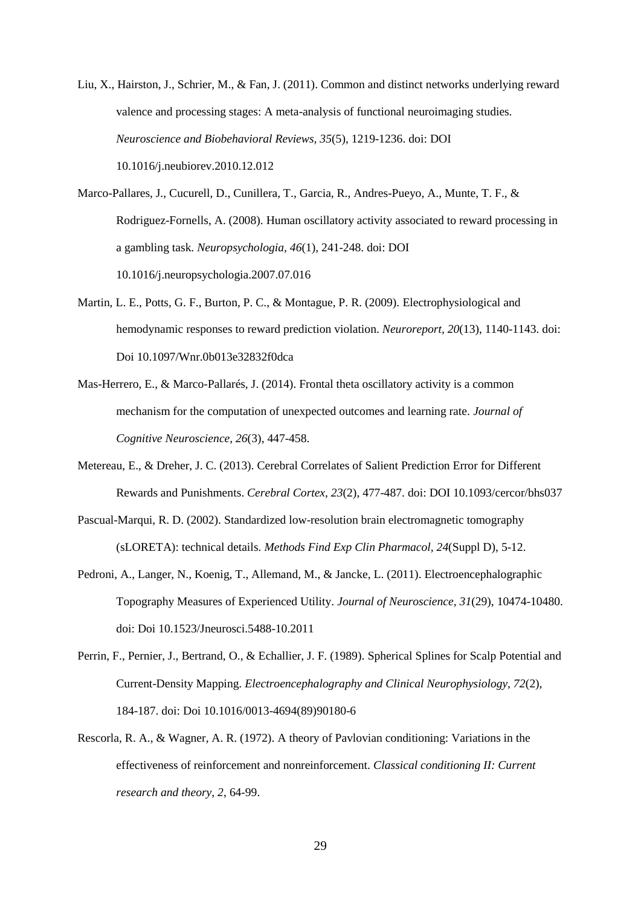Liu, X., Hairston, J., Schrier, M., & Fan, J. (2011). Common and distinct networks underlying reward valence and processing stages: A meta-analysis of functional neuroimaging studies. *Neuroscience and Biobehavioral Reviews, 35*(5), 1219-1236. doi: DOI 10.1016/j.neubiorev.2010.12.012

Marco-Pallares, J., Cucurell, D., Cunillera, T., Garcia, R., Andres-Pueyo, A., Munte, T. F., & Rodriguez-Fornells, A. (2008). Human oscillatory activity associated to reward processing in a gambling task. *Neuropsychologia, 46*(1), 241-248. doi: DOI 10.1016/j.neuropsychologia.2007.07.016

Martin, L. E., Potts, G. F., Burton, P. C., & Montague, P. R. (2009). Electrophysiological and hemodynamic responses to reward prediction violation. *Neuroreport, 20*(13), 1140-1143. doi: Doi 10.1097/Wnr.0b013e32832f0dca

Mas-Herrero, E., & Marco-Pallarés, J. (2014). Frontal theta oscillatory activity is a common mechanism for the computation of unexpected outcomes and learning rate. *Journal of Cognitive Neuroscience, 26*(3), 447-458.

Metereau, E., & Dreher, J. C. (2013). Cerebral Correlates of Salient Prediction Error for Different Rewards and Punishments. *Cerebral Cortex, 23*(2), 477-487. doi: DOI 10.1093/cercor/bhs037

Pascual-Marqui, R. D. (2002). Standardized low-resolution brain electromagnetic tomography (sLORETA): technical details. *Methods Find Exp Clin Pharmacol, 24*(Suppl D), 5-12.

Pedroni, A., Langer, N., Koenig, T., Allemand, M., & Jancke, L. (2011). Electroencephalographic Topography Measures of Experienced Utility. *Journal of Neuroscience, 31*(29), 10474-10480. doi: Doi 10.1523/Jneurosci.5488-10.2011

Perrin, F., Pernier, J., Bertrand, O., & Echallier, J. F. (1989). Spherical Splines for Scalp Potential and Current-Density Mapping. *Electroencephalography and Clinical Neurophysiology, 72*(2), 184-187. doi: Doi 10.1016/0013-4694(89)90180-6

Rescorla, R. A., & Wagner, A. R. (1972). A theory of Pavlovian conditioning: Variations in the effectiveness of reinforcement and nonreinforcement. *Classical conditioning II: Current research and theory, 2*, 64-99.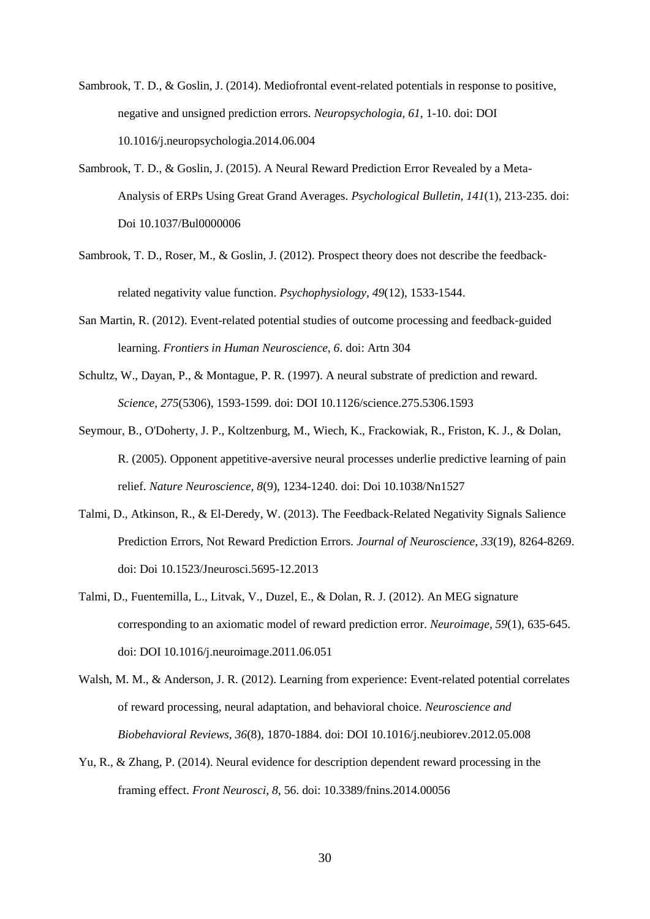Sambrook, T. D., & Goslin, J. (2014). Mediofrontal event-related potentials in response to positive, negative and unsigned prediction errors. *Neuropsychologia, 61*, 1-10. doi: DOI 10.1016/j.neuropsychologia.2014.06.004

Sambrook, T. D., & Goslin, J. (2015). A Neural Reward Prediction Error Revealed by a Meta-Analysis of ERPs Using Great Grand Averages. *Psychological Bulletin, 141*(1), 213-235. doi: Doi 10.1037/Bul0000006

Sambrook, T. D., Roser, M., & Goslin, J. (2012). Prospect theory does not describe the feedback-related negativity value function. *Psychophysiology, 49*(12), 1533-1544.

San Martin, R. (2012). Event-related potential studies of outcome processing and feedback-guided learning. *Frontiers in Human Neuroscience, 6*. doi: Artn 304

Schultz, W., Dayan, P., & Montague, P. R. (1997). A neural substrate of prediction and reward. *Science, 275*(5306), 1593-1599. doi: DOI 10.1126/science.275.5306.1593

Seymour, B., O'Doherty, J. P., Koltzenburg, M., Wiech, K., Frackowiak, R., Friston, K. J., & Dolan, R. (2005). Opponent appetitive-aversive neural processes underlie predictive learning of pain relief. *Nature Neuroscience, 8*(9), 1234-1240. doi: Doi 10.1038/Nn1527

Talmi, D., Atkinson, R., & El-Deredy, W. (2013). The Feedback-Related Negativity Signals Salience Prediction Errors, Not Reward Prediction Errors. *Journal of Neuroscience, 33*(19), 8264-8269. doi: Doi 10.1523/Jneurosci.5695-12.2013

Talmi, D., Fuentemilla, L., Litvak, V., Duzel, E., & Dolan, R. J. (2012). An MEG signature corresponding to an axiomatic model of reward prediction error. *Neuroimage, 59*(1), 635-645. doi: DOI 10.1016/j.neuroimage.2011.06.051

Walsh, M. M., & Anderson, J. R. (2012). Learning from experience: Event-related potential correlates of reward processing, neural adaptation, and behavioral choice. *Neuroscience and Biobehavioral Reviews, 36*(8), 1870-1884. doi: DOI 10.1016/j.neubiorev.2012.05.008

Yu, R., & Zhang, P. (2014). Neural evidence for description dependent reward processing in the framing effect. *Front Neurosci, 8*, 56. doi: 10.3389/fnins.2014.00056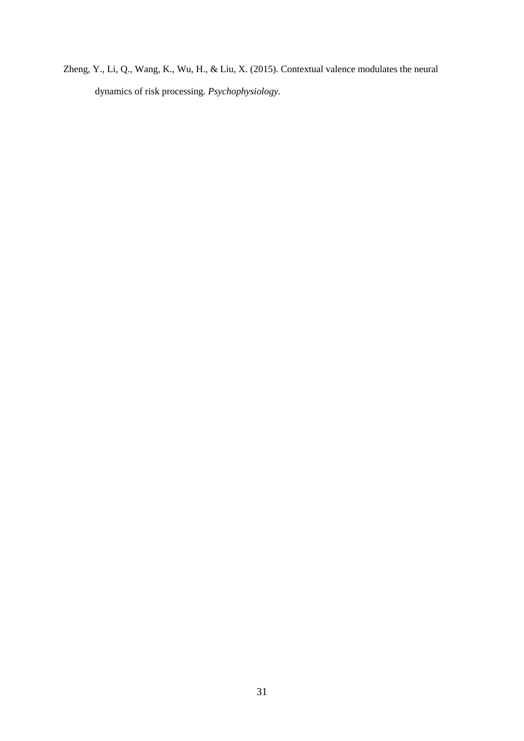Zheng, Y., Li, Q., Wang, K., Wu, H., & Liu, X. (2015). Contextual valence modulates the neural dynamics of risk processing. *Psychophysiology*.